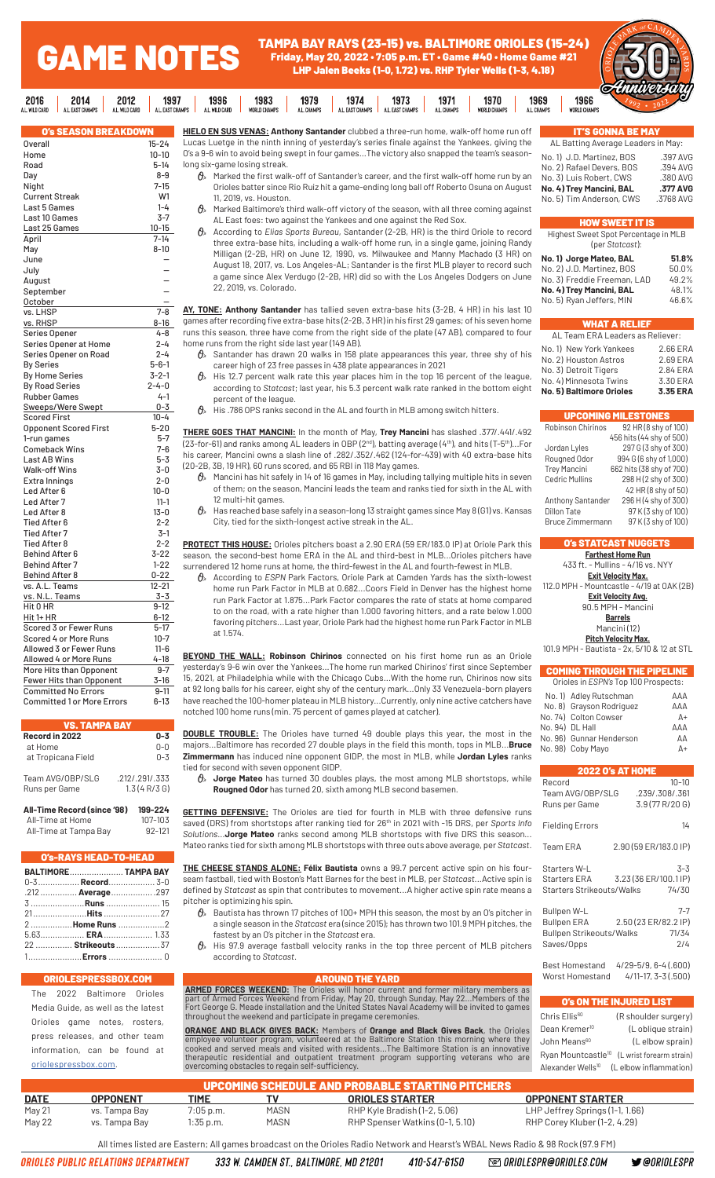# GAME NOTES

## TAMPA BAY RAYS (23-15) vs. BALTIMORE ORIOLES (15-24)

**Friday, May 20, 2022 • 7:05 p.m. ET • Game #40 • Home Game #21**

**LHP Jalen Beeks (1-0, 1.72) vs. RHP Tyler Wells (1-3, 4.18)**

2016 AL WILD CARD | 2014 AL EAST CHAMPS | 2012 AL WILD CARD | 1997 AL EAST CHAMPS | 1996 AL WILD CARD | 1983 WORLD CHAMPS | 1979 AL CHAMPS | 1974 AL EAST CHAMPS | 1973 AL EAST CHAMPS | 1971 AL CHAMPS | 1970 WORLD CHAMPS | 1969 AL CHAMPS | 1966 WORLD CHAMPS

Oriole Park at Camden Yards 30th Anniversary 1992 • 2022

### O's SEASON BREAKDOWN

| | |
|---|---|
| Overall | 15-24 |
| Home | 10-10 |
| Road | 5-14 |
| Day | 8-9 |
| Night | 7-15 |
| Current Streak | W1 |
| Last 5 Games | 1-4 |
| Last 10 Games | 3-7 |
| Last 25 Games | 10-15 |
| April | 7-14 |
| May | 8-10 |
| June | – |
| July | – |
| August | – |
| September | – |
| October | – |
| vs. LHSP | 7-8 |
| vs. RHSP | 8-16 |
| Series Opener | 4-8 |
| Series Opener at Home | 2-4 |
| Series Opener on Road | 2-4 |
| By Series | 5-6-1 |
| By Home Series | 3-2-1 |
| By Road Series | 2-4-0 |
| Rubber Games | 4-1 |
| Sweeps/Were Swept | 0-3 |
| Scored First | 10-4 |
| Opponent Scored First | 5-20 |
| 1-run games | 5-7 |
| Comeback Wins | 7-6 |
| Last AB Wins | 5-3 |
| Walk-off Wins | 3-0 |
| Extra Innings | 2-0 |
| Led After 6 | 10-0 |
| Led After 7 | 11-1 |
| Led After 8 | 13-0 |
| Tied After 6 | 2-2 |
| Tied After 7 | 3-1 |
| Tied After 8 | 2-2 |
| Behind After 6 | 3-22 |
| Behind After 7 | 1-22 |
| Behind After 8 | 0-22 |
| vs. A.L. Teams | 12-21 |
| vs. N.L. Teams | 3-3 |
| Hit 0 HR | 9-12 |
| Hit 1+ HR | 6-12 |
| Scored 3 or Fewer Runs | 5-17 |
| Scored 4 or More Runs | 10-7 |
| Allowed 3 or Fewer Runs | 11-6 |
| Allowed 4 or More Runs | 4-18 |
| More Hits than Opponent | 9-7 |
| Fewer Hits than Opponent | 3-16 |
| Committed No Errors | 9-11 |
| Committed 1 or More Errors | 6-13 |

### VS. TAMPA BAY

| | |
|---|---|
| **Record in 2022** | **0-3** |
| at Home | 0-0 |
| at Tropicana Field | 0-3 |
| Team AVG/OBP/SLG | .212/.291/.333 |
| Runs per Game | 1.3 (4 R/3 G) |
| **All-Time Record (since '98)** | **199-224** |
| All-Time at Home | 107-103 |
| All-Time at Tampa Bay | 92-121 |

### O's-RAYS HEAD-TO-HEAD

| BALTIMORE | | TAMPA BAY |
|---|---|---|
| 0-3 | **Record** | 3-0 |
| .212 | **Average** | .297 |
| 3 | **Runs** | 15 |
| 21 | **Hits** | 27 |
| 2 | **Home Runs** | 2 |
| 5.63 | **ERA** | 1.33 |
| 22 | **Strikeouts** | 37 |
| 1 | **Errors** | 0 |

### ORIOLESPRESSBOX.COM

The 2022 Baltimore Orioles Media Guide, as well as the latest Orioles game notes, rosters, press releases, and other team information, can be found at oriolespressbox.com.

**HIELO EN SUS VENAS: Anthony Santander** clubbed a three-run home run, walk-off home run off Lucas Luetge in the ninth inning of yesterday's series finale against the Yankees, giving the O's a 9-6 win to avoid being swept in four games...The victory also snapped the team's season-long six-game losing streak.

- Marked the first walk-off of Santander's career, and the first walk-off home run by an Orioles batter since Rio Ruiz hit a game-ending long ball off Roberto Osuna on August 11, 2019, vs. Houston.
- Marked Baltimore's third walk-off victory of the season, with all three coming against AL East foes: two against the Yankees and one against the Red Sox.
- According to *Elias Sports Bureau*, Santander (2-2B, HR) is the third Oriole to record three extra-base hits, including a walk-off home run, in a single game, joining Randy Milligan (2-2B, HR) on June 12, 1990, vs. Milwaukee and Manny Machado (3 HR) on August 18, 2017, vs. Los Angeles-AL; Santander is the first MLB player to record such a game since Alex Verdugo (2-2B, HR) did so with the Los Angeles Dodgers on June 22, 2019, vs. Colorado.

**AY, TONE: Anthony Santander** has tallied seven extra-base hits (3-2B, 4 HR) in his last 10 games after recording five extra-base hits (2-2B, 3 HR) in his first 29 games; of his seven home runs this season, three have come from the right side of the plate (47 AB), compared to four home runs from the right side last year (149 AB).

- Santander has drawn 20 walks in 158 plate appearances this year, three shy of his career high of 23 free passes in 438 plate appearances in 2021
- His 12.7 percent walk rate this year places him in the top 16 percent of the league, according to *Statcast*; last year, his 5.3 percent walk rate ranked in the bottom eight percent of the league.
- His .786 OPS ranks second in the AL and fourth in MLB among switch hitters.

**THERE GOES THAT MANCINI:** In the month of May, **Trey Mancini** has slashed .377/.441/.492 (23-for-61) and ranks among AL leaders in OBP (2nd), batting average (4th), and hits (T-5th)...For his career, Mancini owns a slash line of .282/.352/.462 (124-for-439) with 40 extra-base hits (20-2B, 3B, 19 HR), 60 runs scored, and 65 RBI in 118 May games.

- Mancini has hit safely in 14 of 16 games in May, including tallying multiple hits in seven of them; on the season, Mancini leads the team and ranks tied for sixth in the AL with 12 multi-hit games.
- Has reached base safely in a season-long 13 straight games since May 8 (G1) vs. Kansas City, tied for the sixth-longest active streak in the AL.

**PROTECT THIS HOUSE:** Orioles pitchers boast a 2.90 ERA (59 ER/183.0 IP) at Oriole Park this season, the second-best home ERA in the AL and third-best in MLB...Orioles pitchers have surrendered 12 home runs at home, the third-fewest in the AL and fourth-fewest in MLB.

- According to *ESPN* Park Factors, Oriole Park at Camden Yards has the sixth-lowest home run Park Factor in MLB at 0.682...Coors Field in Denver has the highest home run Park Factor at 1.875...Park Factor compares the rate of stats at home compared to on the road, with a rate higher than 1.000 favoring hitters, and a rate below 1.000 favoring pitchers...Last year, Oriole Park had the highest home run Park Factor in MLB at 1.574.

**BEYOND THE WALL: Robinson Chirinos** connected on his first home run as an Oriole yesterday's 9-6 win over the Yankees...The home run marked Chirinos' first since September 15, 2021, at Philadelphia while with the Chicago Cubs...With the home run, Chirinos now sits at 92 long balls for his career, eight shy of the century mark...Only 33 Venezuela-born players have reached the 100-homer plateau in MLB history...Currently, only nine active catchers have notched 100 home runs (min. 75 percent of games played at catcher).

**DOUBLE TROUBLE:** The Orioles have turned 49 double plays this year, the most in the majors...Baltimore has recorded 27 double plays in the field this month, tops in MLB...**Bruce Zimmermann** has induced nine opponent GIDP, the most in MLB, while **Jordan Lyles** ranks tied for second with seven opponent GIDP.

- **Jorge Mateo** has turned 30 double plays, the most among MLB shortstops, while **Rougned Odor** has turned 20, sixth among MLB second basemen.

**GETTING DEFENSIVE:** The Orioles are tied for fourth in MLB with three defensive runs saved (DRS) from shortstops after ranking tied for 26th in 2021 with -15 DRS, per *Sports Info Solutions*...**Jorge Mateo** ranks second among MLB shortstops with five DRS this season...Mateo ranks tied for sixth among MLB shortstops with three outs above average, per *Statcast*.

**THE CHEESE STANDS ALONE: Félix Bautista** owns a 99.7 percent active spin on his four-seam fastball, tied with Boston's Matt Barnes for the best in MLB, per *Statcast*...Active spin is defined by *Statcast* as spin that contributes to movement...A higher active spin rate means a pitcher is optimizing his spin.

- Bautista has thrown 17 pitches of 100+ MPH this season, the most by an O's pitcher in a single season in the *Statcast* era (since 2015); has thrown two 101.9 MPH pitches, the fastest by an O's pitcher in the *Statcast* era.
- His 97.9 average fastball velocity ranks in the top three percent of MLB pitchers according to *Statcast*.

### AROUND THE YARD

**ARMED FORCES WEEKEND:** The Orioles will honor current and former military members as part of Armed Forces Weekend from Friday, May 20, through Sunday, May 22...Members of the Fort George G. Meade installation and the United States Naval Academy will be invited to games throughout the weekend and participate in pregame ceremonies.

**ORANGE AND BLACK GIVES BACK:** Members of **Orange and Black Gives Back**, the Orioles employee volunteer program, volunteered at the Baltimore Station this morning where they cooked and served meals and visited with residents...The Baltimore Station is an innovative therapeutic residential and outpatient treatment program supporting veterans who are overcoming obstacles to regain self-sufficiency.

### IT'S GONNA BE MAY

AL Batting Average Leaders in May:

| | |
|---|---|
| No. 1) J.D. Martinez, BOS | .397 AVG |
| No. 2) Rafael Devers, BOS | .394 AVG |
| No. 3) Luis Robert, CWS | .380 AVG |
| **No. 4) Trey Mancini, BAL** | **.377 AVG** |
| No. 5) Tim Anderson, CWS | .3768 AVG |

### HOW SWEET IT IS

Highest Sweet Spot Percentage in MLB (per *Statcast*):

| | |
|---|---|
| **No. 1) Jorge Mateo, BAL** | **51.8%** |
| No. 2) J.D. Martinez, BOS | 50.0% |
| No. 3) Freddie Freeman, LAD | 49.2% |
| **No. 4) Trey Mancini, BAL** | **48.1%** |
| No. 5) Ryan Jeffers, MIN | 46.6% |

### WHAT A RELIEF

AL Team ERA Leaders as Reliever:

| | |
|---|---|
| No. 1) New York Yankees | 2.66 ERA |
| No. 2) Houston Astros | 2.69 ERA |
| No. 3) Detroit Tigers | 2.84 ERA |
| No. 4) Minnesota Twins | 3.30 ERA |
| **No. 5) Baltimore Orioles** | **3.35 ERA** |

### UPCOMING MILESTONES

| | |
|---|---|
| Robinson Chirinos | 92 HR (8 shy of 100) |
| | 456 hits (44 shy of 500) |
| Jordan Lyles | 297 G (3 shy of 300) |
| Rougned Odor | 994 G (6 shy of 1,000) |
| Trey Mancini | 662 hits (38 shy of 700) |
| Cedric Mullins | 298 H (2 shy of 300) |
| | 42 HR (8 shy of 50) |
| Anthony Santander | 296 H (4 shy of 300) |
| Dillon Tate | 97 K (3 shy of 100) |
| Bruce Zimmermann | 97 K (3 shy of 100) |

### O's STATCAST NUGGETS

**Farthest Home Run**
433 ft. - Mullins - 4/16 vs. NYY

**Exit Velocity Max.**
112.0 MPH - Mountcastle - 4/19 at OAK (2B)

**Exit Velocity Avg.**
90.5 MPH - Mancini

**Barrels**
Mancini (12)

**Pitch Velocity Max.**
101.9 MPH - Bautista - 2x, 5/10 & 12 at STL

### COMING THROUGH THE PIPELINE

Orioles in *ESPN*'s Top 100 Prospects:

| | |
|---|---|
| No. 1) Adley Rutschman | AAA |
| No. 8) Grayson Rodriguez | AAA |
| No. 74) Colton Cowser | A+ |
| No. 94) DL Hall | AAA |
| No. 96) Gunnar Henderson | AA |
| No. 98) Coby Mayo | A+ |

### 2022 O's AT HOME

| | |
|---|---|
| Record | 10-10 |
| Team AVG/OBP/SLG | .239/.308/.361 |
| Runs per Game | 3.9 (77 R/20 G) |
| Fielding Errors | 14 |
| Team ERA | 2.90 (59 ER/183.0 IP) |
| Starters W-L | 3-3 |
| Starters ERA | 3.23 (36 ER/100.1 IP) |
| Starters Strikeouts/Walks | 74/30 |
| Bullpen W-L | 7-7 |
| Bullpen ERA | 2.50 (23 ER/82.2 IP) |
| Bullpen Strikeouts/Walks | 71/34 |
| Saves/Opps | 2/4 |
| Best Homestand | 4/29-5/9, 6-4 (.600) |
| Worst Homestand | 4/11-17, 3-3 (.500) |

### O's ON THE INJURED LIST

| | |
|---|---|
| Chris Ellis[60] | (R shoulder surgery) |
| Dean Kremer[10] | (L oblique strain) |
| John Means[60] | (L elbow sprain) |
| Ryan Mountcastle[10] | (L wrist forearm strain) |
| Alexander Wells[10] | (L elbow inflammation) |

### UPCOMING SCHEDULE AND PROBABLE STARTING PITCHERS

| DATE | OPPONENT | TIME | TV | ORIOLES STARTER | OPPONENT STARTER |
|---|---|---|---|---|---|
| May 21 | vs. Tampa Bay | 7:05 p.m. | MASN | RHP Kyle Bradish (1-2, 5.06) | LHP Jeffrey Springs (1-1, 1.66) |
| May 22 | vs. Tampa Bay | 1:35 p.m. | MASN | RHP Spenser Watkins (0-1, 5.10) | RHP Corey Kluber (1-2, 4.29) |

All times listed are Eastern; All games broadcast on the Orioles Radio Network and Hearst's WBAL News Radio & 98 Rock (97.9 FM)

ORIOLES PUBLIC RELATIONS DEPARTMENT | 333 W. CAMDEN ST., BALTIMORE, MD 21201 | 410-547-6150 | ORIOLESPR@ORIOLES.COM | @ORIOLESPR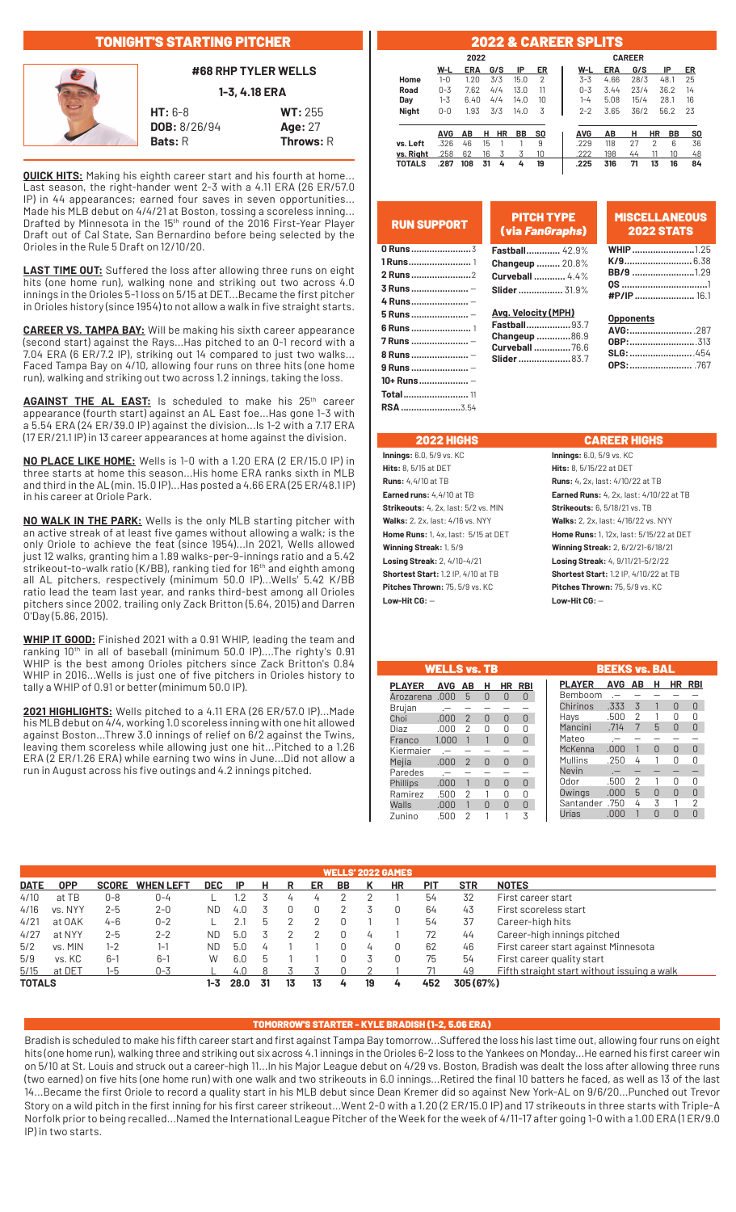# TONIGHT'S STARTING PITCHER

## #68 RHP TYLER WELLS

**1-3, 4.18 ERA**

**HT:** 6-8 **WT:** 255
**DOB:** 8/26/94 **Age:** 27
**Bats:** R **Throws:** R

**QUICK HITS:** Making his eighth career start and his fourth at home... Last season, the right-hander went 2-3 with a 4.11 ERA (26 ER/57.0 IP) in 44 appearances; earned four saves in seven opportunities... Made his MLB debut on 4/4/21 at Boston, tossing a scoreless inning... Drafted by Minnesota in the 15th round of the 2016 First-Year Player Draft out of Cal State, San Bernardino before being selected by the Orioles in the Rule 5 Draft on 12/10/20.

**LAST TIME OUT:** Suffered the loss after allowing three runs on eight hits (one home run), walking none and striking out two across 4.0 innings in the Orioles 5-1 loss on 5/15 at DET...Became the first pitcher in Orioles history (since 1954) to not allow a walk in five straight starts.

**CAREER VS. TAMPA BAY:** Will be making his sixth career appearance (second start) against the Rays...Has pitched to an 0-1 record with a 7.04 ERA (6 ER/7.2 IP), striking out 14 compared to just two walks... Faced Tampa Bay on 4/10, allowing four runs on three hits (one home run) and walking and striking out two across 1.2 innings, taking the loss.

**AGAINST THE AL EAST:** Is scheduled to make his 25th career appearance (fourth start) against an AL East foe...Has gone 1-3 with a 5.54 ERA (24 ER/39.0 IP) against the division...Is 1-2 with a 7.17 ERA (17 ER/21.1 IP) in 13 career appearances at home against the division.

**NO PLACE LIKE HOME:** Wells is 1-0 with a 1.20 ERA (2 ER/15.0 IP) in three starts at home this season...His home ERA ranks sixth in MLB and third in the AL (min. 15.0 IP)...Has posted a 4.66 ERA (25 ER/48.1 IP) in his career at Oriole Park.

**NO WALK IN THE PARK:** Wells is the only MLB starting pitcher with an active streak of at least five games without allowing a walk; is the only Oriole to achieve the feat (since 1954)...In 2021, Wells allowed just 12 walks, granting him a 1.89 walks-per-9-innings ratio and a 5.42 strikeout-to-walk ratio (K/BB), ranking tied for 16th and eighth among all AL pitchers, respectively (minimum 50.0 IP)...Wells' 5.42 K/BB ratio lead the team last year, and ranks third-best among all Orioles pitchers since 2002, trailing only Zack Britton (5.64, 2015) and Darren O'Day (5.86, 2015).

**WHIP IT GOOD:** Finished 2021 with a 0.91 WHIP, leading the team and ranking 10th in all of baseball (minimum 50.0 IP)....The righty's 0.91 WHIP is the best among Orioles pitchers since Zack Britton's 0.84 WHIP in 2016...Wells is just one of five pitchers in Orioles history to tally a WHIP of 0.91 or better (minimum 50.0 IP).

**2021 HIGHLIGHTS:** Wells pitched to a 4.11 ERA (26 ER/57.0 IP)...Made his MLB debut on 4/4, working 1.0 scoreless inning with one hit allowed against Boston...Threw 3.0 innings of relief on 6/2 against the Twins, leaving them scoreless while allowing just one hit...Pitched to a 1.26 ERA (2 ER/1.26 ERA) while earning two wins in June...Did not allow a run in August across his five outings and 4.2 innings pitched.

# 2022 & CAREER SPLITS

| | 2022 W-L | ERA | G/S | IP | ER | CAREER W-L | ERA | G/S | IP | ER |
|---|---|---|---|---|---|---|---|---|---|---|
| Home | 1-0 | 1.20 | 3/3 | 15.0 | 2 | 3-3 | 4.66 | 28/3 | 48.1 | 25 |
| Road | 0-3 | 7.62 | 4/4 | 13.0 | 11 | 0-3 | 3.44 | 23/4 | 36.2 | 14 |
| Day | 1-3 | 6.40 | 4/4 | 14.0 | 10 | 1-4 | 5.08 | 15/4 | 28.1 | 16 |
| Night | 0-0 | 1.93 | 3/3 | 14.0 | 3 | 2-2 | 3.65 | 36/2 | 56.2 | 23 |

| | 2022 AVG | AB | H | HR | BB | SO | CAREER AVG | AB | H | HR | BB | SO |
|---|---|---|---|---|---|---|---|---|---|---|---|---|
| vs. Left | .326 | 46 | 15 | 1 | 1 | 9 | .229 | 118 | 27 | 2 | 6 | 36 |
| vs. Right | .258 | 62 | 16 | 3 | 3 | 10 | .222 | 198 | 44 | 11 | 10 | 48 |
| TOTALS | .287 | 108 | 31 | 4 | 4 | 19 | .225 | 316 | 71 | 13 | 16 | 84 |

## RUN SUPPORT

| Runs | Games |
|---|---|
| 0 Runs | 3 |
| 1 Runs | 1 |
| 2 Runs | 2 |
| 3 Runs | – |
| 4 Runs | – |
| 5 Runs | – |
| 6 Runs | 1 |
| 7 Runs | – |
| 8 Runs | – |
| 9 Runs | – |
| 10+ Runs | – |
| Total | 11 |
| RSA | 3.54 |

## PITCH TYPE (via *FanGraphs*)

| Pitch | % |
|---|---|
| Fastball | 42.9% |
| Changeup | 20.8% |
| Curveball | 4.4% |
| Slider | 31.9% |

**Avg. Velocity (MPH)**

| Pitch | MPH |
|---|---|
| Fastball | 93.7 |
| Changeup | 86.9 |
| Curveball | 76.6 |
| Slider | 83.7 |

## MISCELLANEOUS 2022 STATS

| Stat | |
|---|---|
| WHIP | 1.25 |
| K/9 | 6.38 |
| BB/9 | 1.29 |
| QS | 1 |
| #P/IP | 16.1 |

**Opponents**

| Stat | |
|---|---|
| AVG: | .287 |
| OBP: | .313 |
| SLG: | .454 |
| OPS: | .767 |

## 2022 HIGHS

**Innings:** 6.0, 5/9 vs. KC
**Hits:** 8, 5/15 at DET
**Runs:** 4, 4/10 at TB
**Earned runs:** 4, 4/10 at TB
**Strikeouts:** 4, 2x, last: 5/2 vs. MIN
**Walks:** 2, 2x, last: 4/16 vs. NYY
**Home Runs:** 1, 4x, last: 5/15 at DET
**Winning Streak:** 1, 5/9
**Losing Streak:** 2, 4/10-4/21
**Shortest Start:** 1.2 IP, 4/10 at TB
**Pitches Thrown:** 75, 5/9 vs. KC
**Low-Hit CG:** –

## CAREER HIGHS

**Innings:** 6.0, 5/9 vs. KC
**Hits:** 8, 5/15/22 at DET
**Runs:** 4, 2x, last: 4/10/22 at TB
**Earned Runs:** 4, 2x, last: 4/10/22 at TB
**Strikeouts:** 6, 5/18/21 vs. TB
**Walks:** 2, 2x, last: 4/16/22 vs. NYY
**Home Runs:** 1, 12x, last: 5/15/22 at DET
**Winning Streak:** 2, 6/2/21-6/18/21
**Losing Streak:** 4, 9/11/21-5/2/22
**Shortest Start:** 1.2 IP, 4/10/22 at TB
**Pitches Thrown:** 75, 5/9 vs. KC
**Low-Hit CG:** –

## WELLS vs. TB

| PLAYER | AVG | AB | H | HR | RBI |
|---|---|---|---|---|---|
| Arozarena | .000 | 5 | 0 | 0 | 0 |
| Brujan | .– | – | – | – | – |
| Choi | .000 | 2 | 0 | 0 | 0 |
| Diaz | .000 | 2 | 0 | 0 | 0 |
| Franco | 1.000 | 1 | 1 | 0 | 0 |
| Kiermaier | .– | – | – | – | – |
| Mejia | .000 | 2 | 0 | 0 | 0 |
| Paredes | .– | – | – | – | – |
| Phillips | .000 | 1 | 0 | 0 | 0 |
| Ramirez | .500 | 2 | 1 | 0 | 0 |
| Walls | .000 | 1 | 0 | 0 | 0 |
| Zunino | .500 | 2 | 1 | 1 | 3 |

## BEEKS vs. BAL

| PLAYER | AVG | AB | H | HR | RBI |
|---|---|---|---|---|---|
| Bemboom | .– | – | – | – | – |
| Chirinos | .333 | 3 | 1 | 0 | 0 |
| Hays | .500 | 2 | 1 | 0 | 0 |
| Mancini | .714 | 7 | 5 | 0 | 0 |
| Mateo | .– | – | – | – | – |
| McKenna | .000 | 1 | 0 | 0 | 0 |
| Mullins | .250 | 4 | 1 | 0 | 0 |
| Nevin | .– | – | – | – | – |
| Odor | .500 | 2 | 1 | 0 | 0 |
| Owings | .000 | 5 | 0 | 0 | 0 |
| Santander | .750 | 4 | 3 | 1 | 2 |
| Urias | .000 | 1 | 0 | 0 | 0 |

## WELLS' 2022 GAMES

| DATE | OPP | SCORE | WHEN LEFT | DEC | IP | H | R | ER | BB | K | HR | PIT | STR | NOTES |
|---|---|---|---|---|---|---|---|---|---|---|---|---|---|---|
| 4/10 | at TB | 0-8 | 0-4 | L | 1.2 | 3 | 4 | 4 | 2 | 2 | 1 | 54 | 32 | First career start |
| 4/16 | vs. NYY | 2-5 | 2-0 | ND | 4.0 | 3 | 0 | 0 | 2 | 3 | 0 | 64 | 43 | First scoreless start |
| 4/21 | at OAK | 4-6 | 0-2 | L | 2.1 | 5 | 2 | 2 | 0 | 1 | 1 | 54 | 37 | Career-high hits |
| 4/27 | at NYY | 2-5 | 2-2 | ND | 5.0 | 3 | 2 | 2 | 0 | 4 | 1 | 72 | 44 | Career-high innings pitched |
| 5/2 | vs. MIN | 1-2 | 1-1 | ND | 5.0 | 4 | 1 | 1 | 0 | 4 | 0 | 62 | 46 | First career start against Minnesota |
| 5/9 | vs. KC | 6-1 | 6-1 | W | 6.0 | 5 | 1 | 1 | 0 | 3 | 0 | 75 | 54 | First career quality start |
| 5/15 | at DET | 1-5 | 0-3 | L | 4.0 | 8 | 3 | 3 | 0 | 2 | 1 | 71 | 49 | Fifth straight start without issuing a walk |
| TOTALS | | | | 1-3 | 28.0 | 31 | 13 | 13 | 4 | 19 | 4 | 452 | 305 (67%) | |

## TOMORROW'S STARTER - KYLE BRADISH (1-2, 5.06 ERA)

Bradish is scheduled to make his fifth career start and first against Tampa Bay tomorrow...Suffered the loss his last time out, allowing four runs on eight hits (one home run), walking three and striking out six across 4.1 innings in the Orioles 6-2 loss to the Yankees on Monday...He earned his first career win on 5/10 at St. Louis and struck out a career-high 11...In his Major League debut on 4/29 vs. Boston, Bradish was dealt the loss after allowing three runs (two earned) on five hits (one home run) with one walk and two strikeouts in 6.0 innings...Retired the final 10 batters he faced, as well as 13 of the last 14...Became the first Oriole to record a quality start in his MLB debut since Dean Kremer did so against New York-AL on 9/6/20...Punched out Trevor Story on a wild pitch in the first inning for his first career strikeout...Went 2-0 with a 1.20 (2 ER/15.0 IP) and 17 strikeouts in three starts with Triple-A Norfolk prior to being recalled...Named the International League Pitcher of the Week for the week of 4/11-17 after going 1-0 with a 1.00 ERA (1 ER/9.0 IP) in two starts.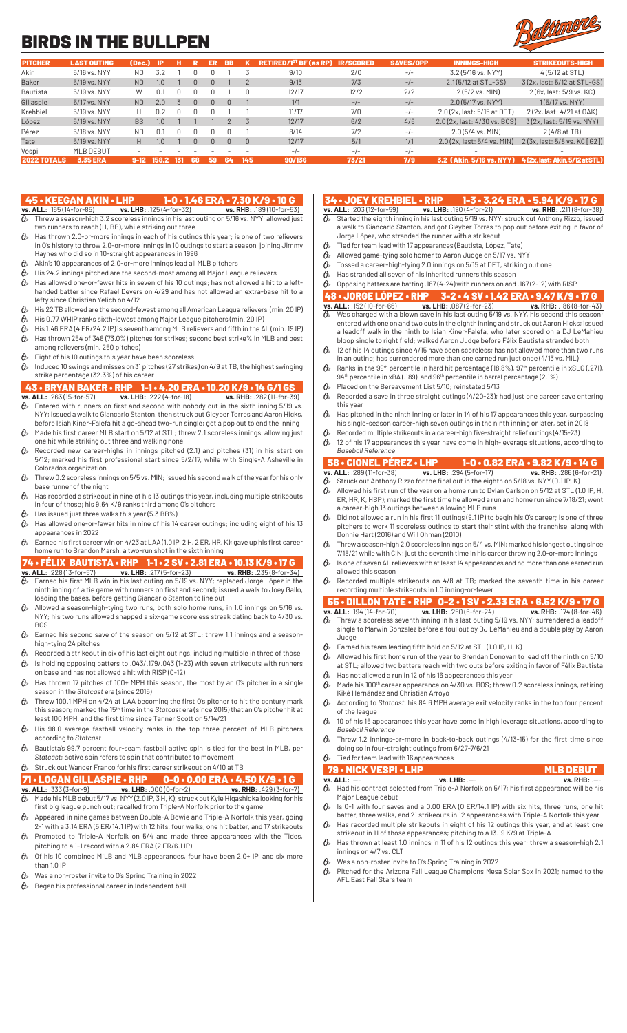# BIRDS IN THE BULLPEN

| PITCHER | LAST OUTING | (Dec.) | IP | H | R | ER | BB | K | RETIRED/1ST BF (as RP) | IR/SCORED | SAVES/OPP | INNINGS-HIGH | STRIKEOUTS-HIGH |
|---|---|---|---|---|---|---|---|---|---|---|---|---|---|
| Akin | 5/16 vs. NYY | ND | 3.2 | 1 | 0 | 0 | 1 | 3 | 9/10 | 2/0 | -/- | 3.2 (5/16 vs. NYY) | 4 (5/12 at STL) |
| Baker | 5/19 vs. NYY | ND | 1.0 | 1 | 0 | 0 | 1 | 2 | 9/13 | 7/3 | -/- | 2.1 (5/12 at STL-GS) | 3 (2x, last: 5/12 at STL-GS) |
| Bautista | 5/19 vs. NYY | W | 0.1 | 0 | 0 | 0 | 1 | 0 | 12/17 | 12/2 | 2/2 | 1.2 (5/2 vs. MIN) | 2 (6x, last: 5/9 vs. KC) |
| Gillaspie | 5/17 vs. NYY | ND | 2.0 | 3 | 0 | 0 | 0 | 1 | 1/1 | -/- | -/- | 2.0 (5/17 vs. NYY) | 1 (5/17 vs. NYY) |
| Krehbiel | 5/19 vs. NYY | H | 0.2 | 0 | 0 | 0 | 1 | 1 | 11/17 | 7/0 | -/- | 2.0 (2x, last: 5/15 at DET) | 2 (2x, last: 4/21 at OAK) |
| López | 5/19 vs. NYY | BS | 1.0 | 1 | 1 | 1 | 2 | 3 | 12/17 | 6/2 | 4/6 | 2.0 (2x, last: 4/30 vs. BOS) | 3 (2x, last: 5/19 vs. NYY) |
| Pérez | 5/18 vs. NYY | ND | 0.1 | 0 | 0 | 0 | 0 | 1 | 8/14 | 7/2 | -/- | 2.0 (5/4 vs. MIN) | 2 (4/8 at TB) |
| Tate | 5/19 vs. NYY | H | 1.0 | 1 | 0 | 0 | 0 | 0 | 12/17 | 5/1 | 1/1 | 2.0 (2x, last: 5/4 vs. MIN) | 2 (3x, last: 5/8 vs. KC [G2]) |
| Vespi | MLB DEBUT | - | - | - | - | - | - | - | -/- | -/- | -/- | - | - |
| **2022 TOTALS** | **3.35 ERA** | **9-12** | **158.2** | **131** | **68** | **59** | **64** | **145** | **90/136** | **73/21** | **7/9** | **3.2 (Akin, 5/16 vs. NYY)** | **4 (2x, last: Akin, 5/12 at STL)** |

## 45 • KEEGAN AKIN • LHP — 1-0 • 1.46 ERA • 7.30 K/9 • 10 G

**vs. ALL:** .165 (14-for-85) **vs. LHB:** .125 (4-for-32) **vs. RHB:** .189 (10-for-53)

- Threw a season-high 3.2 scoreless innings in his last outing on 5/16 vs. NYY; allowed just two runners to reach (H, BB), while striking out three
- Has thrown 2.0-or-more innings in each of his outings this year; is one of two relievers in O's history to throw 2.0-or-more innings in 10 outings to start a season, joining Jimmy Haynes who did so in 10-straight appearances in 1996
- Akin's 10 appearances of 2.0-or-more innings lead all MLB pitchers
- His 24.2 innings pitched are the second-most among all Major League relievers
- Has allowed one-or-fewer hits in seven of his 10 outings; has not allowed a hit to a left-handed batter since Rafael Devers on 4/29 and has not allowed an extra-base hit to a lefty since Christian Yelich on 4/12
- His 22 TB allowed are the second-fewest among all American League relievers (min. 20 IP)
- His 0.77 WHIP ranks sixth-lowest among Major League pitchers (min. 20 IP)
- His 1.46 ERA (4 ER/24.2 IP) is seventh among MLB relievers and fifth in the AL (min. 19 IP)
- Has thrown 254 of 348 (73.0%) pitches for strikes; second best strike% in MLB and best among relievers (min. 250 pitches)
- Eight of his 10 outings this year have been scoreless
- Induced 10 swings and misses on 31 pitches (27 strikes) on 4/9 at TB, the highest swinging strike percentage (32.3%) of his career

## 43 • BRYAN BAKER • RHP — 1-1 • 4.20 ERA • 10.20 K/9 • 14 G/1 GS

**vs. ALL:** .263 (15-for-57) **vs. LHB:** .222 (4-for-18) **vs. RHB:** .282 (11-for-39)

- Entered with runners on first and second with nobody out in the sixth inning 5/19 vs. NYY; issued a walk to Giancarlo Stanton, then struck out Gleyber Torres and Aaron Hicks, before Isiah Kiner-Falefa hit a go-ahead two-run single; got a pop out to end the inning
- Made his first career MLB start on 5/12 at STL; threw 2.1 scoreless innings, allowing just one hit while striking out three and walking none
- Recorded new career-highs in innings pitched (2.1) and pitches (31) in his start on 5/12; marked his first professional start since 5/2/17, while with Single-A Asheville in Colorado's organization
- Threw 0.2 scoreless innings on 5/5 vs. MIN; issued his second walk of the year for his only base runner of the night
- Has recorded a strikeout in nine of his 13 outings this year, including multiple strikeouts in four of those; his 9.64 K/9 ranks third among O's pitchers
- Has issued just three walks this year (5.3 BB%)
- Has allowed one-or-fewer hits in nine of his 14 career outings; including eight of his 13 appearances in 2022
- Earned his first career win on 4/23 at LAA (1.0 IP, 2 H, 2 ER, HR, K); gave up his first career home run to Brandon Marsh, a two-run shot in the sixth inning

## 74 • FÉLIX BAUTISTA • RHP — 1-1 • 2 SV • 2.81 ERA • 10.13 K/9 • 17 G

**vs. ALL:** .228 (13-for-57) **vs. LHB:** .217 (5-for-23) **vs. RHB:** .235 (8-for-34)

- Earned his first MLB win in his last outing on 5/19 vs. NYY; replaced Jorge López in the ninth inning of a tie game with runners on first and second; issued a walk to Joey Gallo, loading the bases, before getting Giancarlo Stanton to line out
- Allowed a season-high-tying two runs, both solo home runs, in 1.0 innings on 5/16 vs. NYY; his two runs allowed snapped a six-game scoreless streak dating back to 4/30 vs. BOS
- Earned his second save of the season on 5/12 at STL; threw 1.1 innings and a season-high-tying 24 pitches
- Recorded a strikeout in six of his last eight outings, including multiple in three of those
- Is holding opposing batters to .043/.179/.043 (1-23) with seven strikeouts with runners on base and has not allowed a hit with RISP (0-12)
- Has thrown 17 pitches of 100+ MPH this season, the most by an O's pitcher in a single season in the *Statcast* era (since 2015)
- Threw 100.1 MPH on 4/24 at LAA becoming the first O's pitcher to hit the century mark this season; marked the 15th time in the *Statcast* era (since 2015) that an O's pitcher hit at least 100 MPH, and the first time since Tanner Scott on 5/14/21
- His 98.0 average fastball velocity ranks in the top three percent of MLB pitchers according to *Statcast*
- Bautista's 99.7 percent four-seam fastball active spin is tied for the best in MLB, per *Statcast*; active spin refers to spin that contributes to movement
- Struck out Wander Franco for his first career strikeout on 4/10 at TB

## 71 • LOGAN GILLASPIE • RHP — 0-0 • 0.00 ERA • 4.50 K/9 • 1 G

**vs. ALL:** .333 (3-for-9) **vs. LHB:** .000 (0-for-2) **vs. RHB:** .429 (3-for-7)

- Made his MLB debut 5/17 vs. NYY (2.0 IP, 3 H, K); struck out Kyle Higashioka looking for his first big league punch out; recalled from Triple-A Norfolk prior to the game
- Appeared in nine games between Double-A Bowie and Triple-A Norfolk this year, going 2-1 with a 3.14 ERA (5 ER/14.1 IP) with 12 hits, four walks, one hit batter, and 17 strikeouts
- Promoted to Triple-A Norfolk on 5/4 and made three appearances with the Tides, pitching to a 1-1 record with a 2.84 ERA (2 ER/6.1 IP)
- Of his 10 combined MiLB and MLB appearances, four have been 2.0+ IP, and six more than 1.0 IP
- Was a non-roster invite to O's Spring Training in 2022
- Began his professional career in Independent ball

## 34 • JOEY KREHBIEL • RHP — 1-3 • 3.24 ERA • 5.94 K/9 • 17 G

**vs. ALL:** .203 (12-for-59) **vs. LHB:** .190 (4-for-21) **vs. RHB:** .211 (8-for-38)

- Started the eighth inning in his last outing 5/19 vs. NYY; struck out Anthony Rizzo, issued a walk to Giancarlo Stanton, and got Gleyber Torres to pop out before exiting in favor of Jorge López, who stranded the runner with a strikeout
- Tied for team lead with 17 appearances (Bautista, López, Tate)
- Allowed game-tying solo homer to Aaron Judge on 5/17 vs. NYY
- Tossed a career-high-tying 2.0 innings on 5/15 at DET, striking out one
- Has stranded all seven of his inherited runners this season
- Opposing batters are batting .167 (4-24) with runners on and .167 (2-12) with RISP

## 48 • JORGE LÓPEZ • RHP — 3-2 • 4 SV • 1.42 ERA • 9.47 K/9 • 17 G

**vs. ALL:** .152 (10-for-66) **vs. LHB:** .087 (2-for-23) **vs. RHB:** .186 (8-for-43)

- Was charged with a blown save in his last outing 5/19 vs. NYY, his second this season; entered with one on and two outs in the eighth inning and struck out Aaron Hicks; issued a leadoff walk in the ninth to Isiah Kiner-Falefa, who later scored on a DJ LeMahieu bloop single to right field; walked Aaron Judge before Félix Bautista stranded both
- 12 of his 14 outings since 4/15 have been scoreless; has not allowed more than two runs in an outing; has surrendered more than one earned run just once (4/13 vs. MIL)
- Ranks in the 99th percentile in hard hit percentage (18.8%), 97th percentile in xSLG (.271), 94th percentile in xBA (.189), and 96th percentile in barrel percentage (2.1%)
- Placed on the Bereavement List 5/10; reinstated 5/13
- Recorded a save in three straight outings (4/20-23); had just one career save entering this year
- Has pitched in the ninth inning or later in 14 of his 17 appearances this year, surpassing his single-season career-high seven outings in the ninth inning or later, set in 2018
- Recorded multiple strikeouts in a career-high five-straight relief outings (4/15-23)
- 12 of his 17 appearances this year have come in high-leverage situations, according to *Baseball Reference*

## 58 • CIONEL PÉREZ • LHP — 1-0 • 0.82 ERA • 9.82 K/9 • 14 G

**vs. ALL:** .289 (11-for-38) **vs. LHB:** .294 (5-for-17) **vs. RHB:** .286 (6-for-21)

- Struck out Anthony Rizzo for the final out in the eighth on 5/18 vs. NYY (0.1 IP, K)
- Allowed his first run of the year on a home run to Dylan Carlson on 5/12 at STL (1.0 IP, H, ER, HR, K, HBP); marked the first time he allowed a run and home run since 7/18/21; went a career-high 13 outings between allowing MLB runs
- Did not allowed a run in his first 11 outings (9.1 IP) to begin his O's career; is one of three pitchers to work 11 scoreless outings to start their stint with the franchise, along with Donnie Hart (2016) and Will Ohman (2010)
- Threw a season-high 2.0 scoreless innings on 5/4 vs. MIN; marked his longest outing since 7/18/21 while with CIN; just the seventh time in his career throwing 2.0-or-more innings
- Is one of seven AL relievers with at least 14 appearances and no more than one earned run allowed this season
- Recorded multiple strikeouts on 4/8 at TB; marked the seventh time in his career recording multiple strikeouts in 1.0 inning-or-fewer

## 55 • DILLON TATE • RHP — 0-2 • 1 SV • 2.33 ERA • 6.52 K/9 • 17 G

**vs. ALL:** .194 (14-for-70) **vs. LHB:** .250 (6-for-24) **vs. RHB:** .174 (8-for-46)

- Threw a scoreless seventh inning in his last outing 5/19 vs. NYY; surrendered a leadoff single to Marwin Gonzalez before a foul out by DJ LeMahieu and a double play by Aaron Judge
- Earned his team leading fifth hold on 5/12 at STL (1.0 IP, H, K)
- Allowed his first home run of the year to Brendan Donovan to lead off the ninth on 5/10 at STL; allowed two batters reach with two outs before exiting in favor of Félix Bautista
- Has not allowed a run in 12 of his 16 appearances this year
- Made his 100th career appearance on 4/30 vs. BOS; threw 0.2 scoreless innings, retiring Kiké Hernández and Christian Arroyo
- According to *Statcast*, his 84.6 MPH average exit velocity ranks in the top four percent of the league
- 10 of his 16 appearances this year have come in high leverage situations, according to *Baseball Reference*
- Threw 1.2 innings-or-more in back-to-back outings (4/13-15) for the first time since doing so in four-straight outings from 6/27-7/6/21
- Tied for team lead with 16 appearances

## 79 • NICK VESPI • LHP — MLB DEBUT

**vs. ALL:** .--- **vs. LHB:** .--- **vs. RHB:** .---

- Had his contract selected from Triple-A Norfolk on 5/17; his first appearance will be his Major League debut
- Is 0-1 with four saves and a 0.00 ERA (0 ER/14.1 IP) with six hits, three runs, one hit batter, three walks, and 21 strikeouts in 12 appearances with Triple-A Norfolk this year
- Has recorded multiple strikeouts in eight of his 12 outings this year, and at least one strikeout in 11 of those appearances; is pitching to a 13.19 K/9 at Triple-A
- Has thrown at least 1.0 innings in 11 of his 12 outings this year; threw a season-high 2.1 innings on 4/7 vs. CLT
- Was a non-roster invite to O's Spring Training in 2022
- Pitched for the Arizona Fall League Champions Mesa Solar Sox in 2021; named to the AFL East Fall Stars team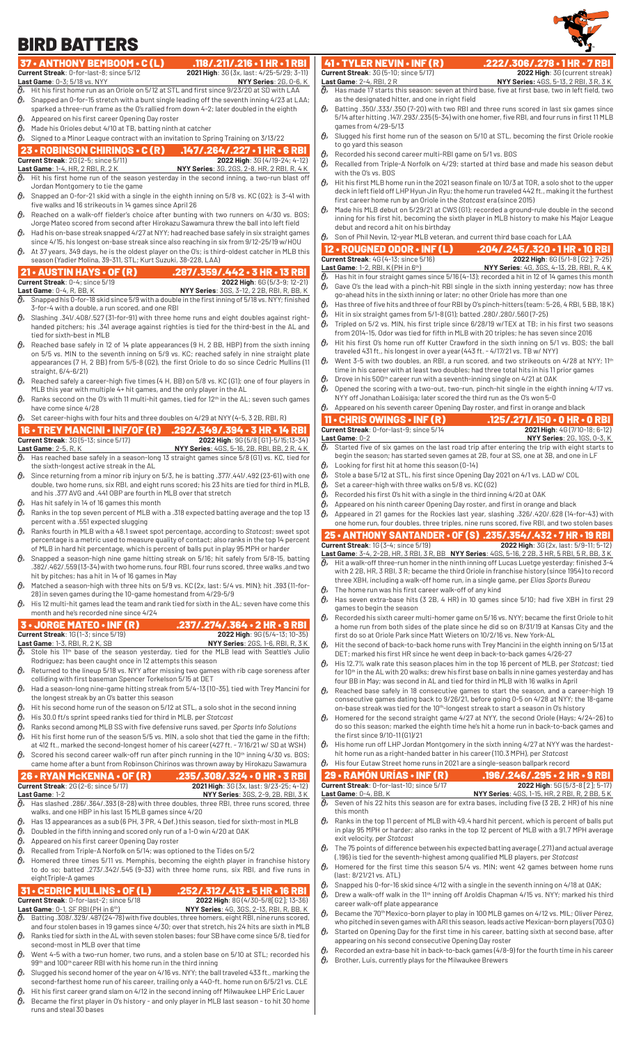# BIRD BATTERS

## 37 • ANTHONY BEMBOOM • C (L) .118/.211/.216 • 1 HR • 1 RBI

**Current Streak**: 0-for-last-8; since 5/12 **2021 High**: 3G (3x, last: 4/25-5/29; 3-11)
**Last Game**: 0-3; 5/18 vs. NYY **NYY Series**: 2G, 0-6, K

- Hit his first home run as an Oriole on 5/12 at STL and first since 9/23/20 at SD with LAA
- Snapped an 0-for-15 stretch with a bunt single leading off the seventh inning 4/23 at LAA; sparked a three-run frame as the O's rallied from down 4-2; later doubled in the eighth
- Appeared on his first career Opening Day roster
- Made his Orioles debut 4/10 at TB, batting ninth at catcher
- Signed to a Minor League contract with an invitation to Spring Training on 3/13/22

## 23 • ROBINSON CHIRINOS • C (R) .147/.264/.227 • 1 HR • 6 RBI

**Current Streak**: 2G (2-5; since 5/11) **2022 High**: 3G (4/19-24; 4-12)
**Last Game**: 1-4, HR, 2 RBI, R, 2 K **NYY Series**: 3G, 2GS, 2-8, HR, 2 RBI, R, 4 K

- Hit his first home run of the season yesterday in the second inning, a two-run blast off Jordan Montgomery to tie the game
- Snapped an 0-for-21 skid with a single in the eighth inning on 5/8 vs. KC (G2); is 3-41 with five walks and 16 strikeouts in 14 games since April 26
- Reached on a walk-off fielder's choice after bunting with two runners on 4/30 vs. BOS; Jorge Mateo scored from second after Hirokazu Sawamura threw the ball into left field
- Had his on-base streak snapped 4/27 at NYY; had reached base safely in six straight games since 4/15, his longest on-base streak since also reaching six from 9/12-25/19 w/ HOU
- At 37 years, 349 days, he is the oldest player on the O's; is third-oldest catcher in MLB this season (Yadier Molina, 39-311, STL; Kurt Suzuki, 38-228, LAA)

## 21 • AUSTIN HAYS • OF (R) .287/.359/.442 • 3 HR • 13 RBI

**Current Streak**: 0-4; since 5/19 **2022 High**: 6G (5/3-9; 12-21)
**Last Game**: 0-4, R, BB, K **NYY Series**: 3GS, 3-12, 2 2B, RBI, R, BB, K

- Snapped his 0-for-18 skid since 5/9 with a double in the first inning of 5/18 vs. NYY; finished 3-for-4 with a double, a run scored, and one RBI
- Slashing .341/.408/.527 (31-for-91) with three home runs and eight doubles against right-handed pitchers; his .341 average against righties is tied for the third-best in the AL and tied for sixth-best in MLB
- Reached base safely in 12 of 14 plate appearances (9 H, 2 BB, HBP) from the sixth inning on 5/5 vs. MIN to the seventh inning on 5/9 vs. KC; reached safely in nine straight plate appearances (7 H, 2 BB) from 5/5-8 (G2), the first Oriole to do so since Cedric Mullins (11 straight, 6/4-6/21)
- Reached safely a career-high five times (4 H, BB) on 5/8 vs. KC (G1); one of four players in MLB this year with multiple 4+ hit games, and the only player in the AL
- Ranks second on the O's with 11 multi-hit games, tied for 12th in the AL; seven such games have come since 4/28
- Set career-highs with four hits and three doubles on 4/29 at NYY (4-5, 3 2B, RBI, R)

## 16 • TREY MANCINI • INF/OF (R) .292/.349/.394 • 3 HR • 14 RBI

**Current Streak**: 3G (5-13; since 5/17) **2022 High**: 9G (5/8 [G1]-5/15; 13-34)
**Last Game**: 2-5, R, K **NYY Series**: 4GS, 5-16, 2B, RBI, BB, 2 R, 4 K

- Has reached base safely in a season-long 13 straight games since 5/8 (G1) vs. KC, tied for the sixth-longest active streak in the AL
- Since returning from a minor rib injury on 5/3, he is batting .377/.441/.492 (23-61) with one double, two home runs, six RBI, and eight runs scored; his 23 hits are tied for third in MLB, and his .377 AVG and .441 OBP are fourth in MLB over that stretch
- Has hit safely in 14 of 16 games this month
- Ranks in the top seven percent of MLB with a .318 expected batting average and the top 13 percent with a .551 expected slugging
- Ranks fourth in MLB with a 48.1 sweet spot percentage, according to *Statcast*; sweet spot percentage is a metric used to measure quality of contact; also ranks in the top 14 percent of MLB in hard hit percentage, which is percent of balls put in play 95 MPH or harder
- Snapped a season-high nine game hitting streak on 5/16; hit safely from 5/8-15, batting .382/.462/.597 (13-34) with two home runs, four RBI, four runs scored, three walks, and two hit by pitches; has a hit in 14 of 16 games in May
- Matched a season-high with three hits on 5/9 vs. KC (2x, last: 5/4 vs. MIN); hit .393 (11-for-28) in seven games during the 10-game homestand from 4/29-5/9
- His 12 multi-hit games lead the team and rank tied for sixth in the AL; seven have come this month and he's recorded nine since 4/24

## 3 • JORGE MATEO • INF (R) .237/.274/.364 • 2 HR • 9 RBI

**Current Streak**: 1G (1-3; since 5/19) **2022 High**: 9G (5/4-13; 10-35)
**Last Game**: 1-3, RBI, R, 2 K, SB **NYY Series**: 2GS, 1-6, RBI, R, 3 K

- Stole his 11th base of the season yesterday, tied for the MLB lead with Seattle's Julio Rodriguez; has been caught once in 12 attempts this season
- Returned to the lineup 5/18 vs. NYY after missing two games with rib cage soreness after colliding with first baseman Spencer Torkelson 5/15 at DET
- Had a season-long nine-game hitting streak from 5/4-13 (10-35), tied with Trey Mancini for the longest streak by an O's batter this season
- Hit his second home run of the season on 5/12 at STL, a solo shot in the second inning
- His 30.0 ft/s sprint speed ranks tied for third in MLB, per *Statcast*
- Ranks second among MLB SS with five defensive runs saved, per *Sports Info Solutions*
- Hit his first home run of the season 5/5 vs. MIN, a solo shot that tied the game in the fifth; at 412 ft., marked the second-longest homer of his career (427 ft. - 7/16/21 w/ SD at WSH)
- Scored his second career walk-off run after pinch running in the 10th inning 4/30 vs. BOS; came home after a bunt from Robinson Chirinos was thrown away by Hirokazu Sawamura

## 26 • RYAN McKENNA • OF (R) .235/.308/.324 • 0 HR • 3 RBI

**Current Streak**: 2G (2-6; since 5/17) **2021 High**: 3G (3x, last: 9/23-25; 4-12)
**Last Game**: 1-2 **NYY Series**: 3GS, 2-9, 2B, RBI, 3 K

- Has slashed .286/.364/.393 (8-28) with three doubles, three RBI, three runs scored, three walks, and one HBP in his last 15 MLB games since 4/20
- Has 13 appearances as a sub (6 PH, 3 PR, 4 Def.) this season, tied for sixth-most in MLB
- Doubled in the fifth inning and scored only run of a 1-0 win 4/20 at OAK
- Appeared on his first career Opening Day roster
- Recalled from Triple-A Norfolk on 5/14; was optioned to the Tides on 5/2
- Homered three times 5/11 vs. Memphis, becoming the eighth player in franchise history to do so; batted .273/.342/.545 (9-33) with three home runs, six RBI, and five runs in eight Triple-A games

## 31 • CEDRIC MULLINS • OF (L) .252/.312/.413 • 5 HR • 16 RBI

**Current Streak**: 0-for-last-2; since 5/18 **2022 High**: 8G (4/30-5/8 [G2]; 13-36)
**Last Game**: 0-1, SF, RBI (PH in 6th) **NYY Series**: 4G, 3GS, 2-13, RBI, R, BB, K

- Batting .308/.329/.487 (24-78) with five doubles, three homers, eight RBI, nine runs scored, and four stolen bases in 19 games since 4/30; over that stretch, his 24 hits are sixth in MLB
- Ranks tied for sixth in the AL with seven stolen bases; four SB have come since 5/8, tied for second-most in MLB over that time
- Went 4-5 with a two-run homer, two runs, and a stolen base on 5/10 at STL; recorded his 99th and 100th career RBI with his home run in the third inning
- Slugged his second homer of the year on 4/16 vs. NYY; the ball traveled 433 ft., marking the second-farthest home run of his career, trailing only a 440-ft. homer on 6/5/21 vs. CLE
- Hit his first career grand slam on 4/12 in the second inning off Milwaukee LHP Eric Lauer
- Became the first player in O's history - and only player in MLB last season - to hit 30 home runs and steal 30 bases

## 41 • TYLER NEVIN • INF (R) .222/.306/.278 • 1 HR • 7 RBI

**Current Streak**: 3G (5-10; since 5/17) **2022 High**: 3G (current streak)
**Last Game**: 2-4, RBI, 2 R **NYY Series**: 4GS, 5-13, 2 RBI, 3 R, 3 K

- Has made 17 starts this season: seven at third base, five at first base, two in left field, two as the designated hitter, and one in right field
- Batting .350/.333/.350 (7-20) with two RBI and three runs scored in last six games since 5/14 after hitting .147/.293/.235 (5-34) with one homer, five RBI, and four runs in first 11 MLB games from 4/29-5/13
- Slugged his first home run of the season on 5/10 at STL, becoming the first Oriole rookie to go yard this season
- Recorded his second career multi-RBI game on 5/1 vs. BOS
- Recalled from Triple-A Norfolk on 4/29; started at third base and made his season debut with the O's vs. BOS
- Hit his first MLB home run in the 2021 season finale on 10/3 at TOR, a solo shot to the upper deck in left field off LHP Hyun Jin Ryu; the home run traveled 442 ft., making it the furthest first career home run by an Oriole in the *Statcast* era (since 2015)
- Made his MLB debut on 5/29/21 at CWS (G1); recorded a ground-rule double in the second inning for his first hit, becoming the sixth player in MLB history to make his Major League debut and record a hit on his birthday
- Son of Phil Nevin, 12-year MLB veteran, and current third base coach for LAA

## 12 • ROUGNED ODOR • INF (L) .204/.245/.320 • 1 HR • 10 RBI

**Current Streak**: 4G (4-13; since 5/16) **2022 High**: 6G (5/1-8 [G2]; 7-25)
**Last Game**: 1-2, RBI, K (PH in 6th) **NYY Series**: 4G, 3GS, 4-13, 2B, RBI, R, 4 K

- Has hit in four straight games since 5/16 (4-13); recorded a hit in 12 of 14 games this month
- Gave O's the lead with a pinch-hit RBI single in the sixth inning yesterday; now has three go-ahead hits in the sixth inning or later; no other Oriole has more than one
- Has three of five hits and three of four RBI by O's pinch-hitters (team: 5-26, 4 RBI, 5 BB, 18 K)
- Hit in six straight games from 5/1-8 (G1); batted .280/.280/.560 (7-25)
- Tripled on 5/2 vs. MIN, his first triple since 6/28/19 w/TEX at TB; in his first two seasons from 2015-15, Odor was tied for fifth in MLB with 20 triples; he has seven since 2016
- Hit his first O's home run off Kutter Crawford in the sixth inning on 5/1 vs. BOS; the ball traveled 431 ft., his longest in over a year (443 ft. - 4/17/21 vs. TB w/ NYY)
- Went 3-5 with two doubles, an RBI, a run scored, and two strikeouts on 4/28 at NYY; 11th time in his career with at least two doubles; had three total hits in his 11 prior games
- Drove in his 500th career run with a seventh-inning single on 4/21 at OAK
- Opened the scoring with a two-out, two-run, pinch-hit single in the eighth inning 4/17 vs. NYY off Jonathan Loáisiga; later scored the third run as the O's won 5-0
- Appeared on his seventh career Opening Day roster, and first in orange and black

## 11 • CHRIS OWINGS • INF (R) .125/.271/.150 • 0 HR • 0 RBI

**Current Streak**: 0-for-last-9; since 5/14 **2021 High**: 4G (10/18-6/12)
**Last Game**: 0-2 **NYY Series**: 2G, 1GS, 0-3, K

- Started five of six games on the last road trip after entering the trip with eight starts to begin the season; has started seven games at 2B, four at SS, one at 3B, and one in LF
- Looking for first hit at home this season (0-14)
- Stole a base 5/12 at STL, his first since Opening Day 2021 on 4/1 vs. LAD w/ COL
- Set a career-high with three walks on 5/8 vs. KC (G2)
- Recorded his first O's hit with a single in the third inning 4/20 at OAK
- Appeared on his ninth career Opening Day roster, and first in orange and black
- Appeared in 21 games for the Rockies last year, slashing .326/.420/.628 (14-for-43) with one home run, four doubles, three triples, nine runs scored, five RBI, and two stolen bases

## 25 • ANTHONY SANTANDER • OF (S) .235/.354/.432 • 7 HR • 19 RBI

**Current Streak**: 1G (3-4; since 5/19) **2022 High**: 3G (2x, last: 5/9-11; 5-12)
**Last Game**: 3-4, 2-2B, HR, 3 RBI, 3 R, BB **NYY Series**: 4GS, 5-16, 2 2B, 3 HR, 5 RBI, 5 R, 3 K

- Hit a walk-off three-run homer in the ninth inning off Lucas Luetge yesterday; finished 3-4 with 2 2B, HR, 3 RBI, 3 R; became the third Oriole in franchise history (since 1954) to record three XBH, including a walk-off home run, in a single game, per *Elias Sports Bureau*
- The home run was his first career walk-off of any kind
- Has seven extra-base hits (3 2B, 4 HR) in 10 games since 5/10; had five XBH in first 29 games to begin the season
- Recorded his sixth career multi-homer game on 5/16 vs. NYY; became the first Oriole to hit a home run from both sides of the plate since he did so on 8/31/19 at Kansas City and the first do so at Oriole Park since Matt Wieters on 10/2/16 vs. New York-AL
- Hit the second of back-to-back home runs with Trey Mancini in the eighth inning on 5/13 at DET; marked his first HR since he went deep in back-to-back games 4/26-27
- His 12.7% walk rate this season places him in the top 16 percent of MLB, per *Statcast*; tied for 10th in the AL with 20 walks; drew his first base on balls in nine games yesterday and has four BB in May; was second in AL and tied for third in MLB with 16 walks in April
- Reached base safely in 18 consecutive games to start the season, and a career-high 19 consecutive games dating back to 9/26/21, before going 0-5 on 4/28 at NYY; the 18-game on-base streak was tied for the 10th-longest streak to start a season in O's history
- Homered for the second straight game 4/27 at NYY, the second Oriole (Hays; 4/24-26) to do so this season; marked the eighth time he's hit a home run in back-to-back games and the first since 9/10-11 (G1)/21
- His home run off LHP Jordan Montgomery in the sixth inning 4/27 at NYY was the hardest-hit home run as a right-handed batter in his career (110.3 MPH), per *Statcast*
- His four Eutaw Street home runs in 2021 are a single-season ballpark record

## 29 • RAMÓN URÍAS • INF (R) .196/.246/.295 • 2 HR • 9 RBI

**Current Streak**: 0-for-last-10; since 5/17 **2022 High**: 5G (5/3-8 [2]; 5-17)
**Last Game**: 0-4, BB, K **NYY Series**: 4GS, 1-15, HR, 2 RBI, R, 2 BB, 5 K

- Seven of his 22 hits this season are for extra bases, including five (3 2B, 2 HR) of his nine this month
- Ranks in the top 11 percent of MLB with 49.4 hard hit percent, which is percent of balls put in play 95 MPH or harder; also ranks in the top 12 percent of MLB with a 91.7 MPH average exit velocity, per *Statcast*
- The 75 points of difference between his expected batting average (.271) and actual average (.196) is tied for the seventh-highest among qualified MLB players, per *Statcast*
- Homered for the first time this season 5/4 vs. MIN; went 42 games between home runs (last: 8/21/21 vs. ATL)
- Snapped his 0-for-16 skid since 4/12 with a single in the seventh inning on 4/18 at OAK;
- Drew a walk-off walk in the 11th inning off Aroldis Chapman 4/15 vs. NYY; marked his third career walk-off plate appearance
- Became the 70th Mexico-born player to play in 100 MLB games on 4/12 vs. MIL; Oliver Pérez, who pitched in seven games with ARI this season, leads active Mexican-born players (703 G)
- Started on Opening Day for the first time in his career, batting sixth at second base, after appearing on his second consecutive Opening Day roster
- Recorded an extra-base hit in back-to-back games (4/8-9) for the fourth time in his career
- Brother, Luis, currently plays for the Milwaukee Brewers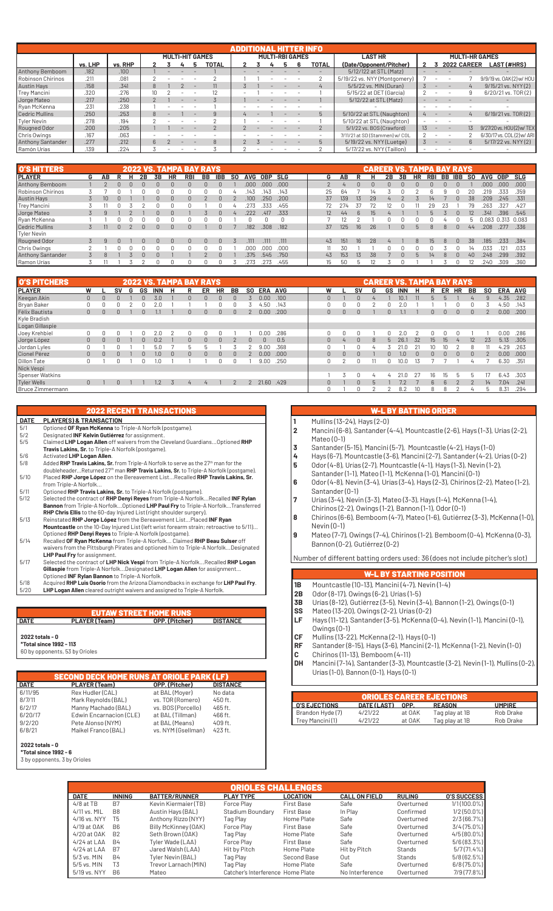## ADDITIONAL HITTER INFO

| | vs. LHP | vs. RHP | MULTI-HIT GAMES 2 | 3 | 4 | 5 | TOTAL | MULTI-RBI GAMES 2 | 3 | 4 | 5 | 6 | TOTAL | LAST HR (Date/Opponent/Pitcher) | MULTI-HR GAMES 2 | 3 | 2022 | CAREER | LAST (#HRS) |
|---|---|---|---|---|---|---|---|---|---|---|---|---|---|---|---|---|---|---|---|
| Anthony Bemboom | .182 | .100 | 1 | - | - | - | 1 | - | - | - | - | - | - | 5/12/22 at STL (Matz) | - | - | - | - | - |
| Robinson Chirinos | .211 | .081 | 2 | - | - | - | 2 | 1 | 1 | - | - | - | 2 | 5/19/22 vs. NYY (Montgomery) | 7 | - | - | 7 | 9/9/19 vs. OAK (2) w/ HOU |
| Austin Hays | .158 | .341 | 8 | 1 | 2 | - | 11 | 3 | 1 | - | - | - | 4 | 5/5/22 vs. MIN (Duran) | 3 | - | - | 4 | 9/15/21 vs. NYY (2) |
| Trey Mancini | .320 | .276 | 10 | 2 | - | - | 12 | - | 1 | - | - | - | 1 | 5/15/22 at DET (Garcia) | 2 | - | - | 9 | 6/20/21 vs. TOR (2) |
| Jorge Mateo | .217 | .250 | 2 | 1 | - | - | 3 | 1 | - | - | - | - | 1 | 5/12/22 at STL (Matz) | - | - | - | - | - |
| Ryan McKenna | .231 | .238 | 1 | - | - | - | 1 | - | - | - | - | - | - | - | - | - | - | - | - |
| Cedric Mullins | .250 | .253 | 8 | - | 1 | - | 9 | 4 | - | - | 1 | - | 5 | 5/10/22 at STL (Naughton) | 4 | - | - | 4 | 6/19/21 vs. TOR (2) |
| Tyler Nevin | .278 | .194 | 2 | - | - | - | 2 | 1 | - | - | - | - | 1 | 5/10/22 at STL (Naughton) | - | - | - | - | - |
| Rougned Odor | .200 | .205 | 1 | 1 | - | - | 2 | 2 | - | - | - | - | 2 | 5/1/22 vs. BOS (Crawford) | 13 | - | - | 13 | 9/27/20 vs. HOU (2) w/ TEX |
| Chris Owings | .167 | .063 | - | - | - | - | - | - | - | - | - | - | - | 7/11/21 at SD (Stammen) w/ COL | 2 | - | - | 2 | 6/30/17 vs. COL (2) w/ ARI |
| Anthony Santander | .277 | .212 | 6 | 2 | - | - | 8 | 2 | 3 | - | - | - | 5 | 5/19/22 vs. NYY (Luetge) | 3 | - | - | 6 | 5/17/22 vs. NYY (2) |
| Ramón Urías | .139 | .224 | 3 | - | - | - | 3 | 2 | - | - | - | - | 2 | 5/17/22 vs. NYY (Taillon) | - | - | - | - | - |

## O'S HITTERS — 2022 VS. TAMPA BAY RAYS / CAREER VS. TAMPA BAY RAYS

| PLAYER | G | AB | R | H | 2B | 3B | HR | RBI | BB | IBB | SO | AVG | OBP | SLG | G | AB | R | H | 2B | 3B | HR | RBI | BB | IBB | SO | AVG | OBP | SLG |
|---|---|---|---|---|---|---|---|---|---|---|---|---|---|---|---|---|---|---|---|---|---|---|---|---|---|---|---|---|
| Anthony Bemboom | 1 | 2 | 0 | 0 | 0 | 0 | 0 | 0 | 0 | 0 | 1 | .000 | .000 | .000 | 2 | 4 | 0 | 0 | 0 | 0 | 0 | 0 | 0 | 0 | 1 | .000 | .000 | .000 |
| Robinson Chirinos | 3 | 7 | 0 | 1 | 0 | 0 | 0 | 0 | 0 | 0 | 4 | .143 | .143 | .143 | 25 | 64 | 7 | 14 | 3 | 0 | 2 | 6 | 9 | 0 | 20 | .219 | .333 | .359 |
| Austin Hays | 3 | 10 | 0 | 1 | 0 | 0 | 0 | 0 | 2 | 0 | 2 | .100 | .250 | .200 | 37 | 139 | 13 | 29 | 4 | 2 | 3 | 14 | 7 | 0 | 38 | .209 | .245 | .331 |
| Trey Mancini | 3 | 11 | 0 | 3 | 2 | 0 | 0 | 0 | 1 | 0 | 4 | .273 | .333 | .455 | 72 | 274 | 37 | 72 | 12 | 0 | 11 | 29 | 23 | 1 | 79 | .263 | .327 | .427 |
| Jorge Mateo | 3 | 9 | 1 | 2 | 1 | 0 | 0 | 1 | 3 | 0 | 4 | .222 | .417 | .333 | 12 | 44 | 6 | 15 | 4 | 1 | 1 | 5 | 3 | 0 | 12 | .341 | .396 | .545 |
| Ryan McKenna | 1 | 1 | 0 | 0 | 0 | 0 | 0 | 0 | 0 | 0 | 1 | 0 | 0 | 0 | 7 | 12 | 2 | 1 | 0 | 0 | 0 | 0 | 4 | 0 | 5 | 0.083 | 0.313 | 0.083 |
| Cedric Mullins | 3 | 11 | 0 | 2 | 0 | 0 | 0 | 0 | 1 | 0 | 7 | .182 | .308 | .182 | 37 | 125 | 16 | 26 | 1 | 0 | 5 | 8 | 8 | 0 | 44 | .208 | .277 | .336 |
| Tyler Nevin | | | | | | | | | | | | | | | | | | | | | | | | | | | | |
| Rougned Odor | 3 | 9 | 0 | 1 | 0 | 0 | 0 | 0 | 0 | 0 | 3 | .111 | .111 | .111 | 43 | 151 | 16 | 28 | 4 | 1 | 8 | 15 | 8 | 0 | 38 | .185 | .233 | .384 |
| Chris Owings | 2 | 1 | 0 | 0 | 0 | 0 | 0 | 0 | 0 | 0 | 1 | .000 | .000 | .000 | 11 | 30 | 1 | 1 | 0 | 0 | 0 | 0 | 3 | 0 | 14 | .033 | .121 | .033 |
| Anthony Santander | 3 | 8 | 1 | 3 | 0 | 0 | 1 | 1 | 2 | 0 | 1 | .375 | .545 | .750 | 43 | 153 | 13 | 38 | 7 | 0 | 5 | 14 | 8 | 0 | 40 | .248 | .299 | .392 |
| Ramón Urías | 3 | 11 | 1 | 3 | 2 | 0 | 0 | 0 | 0 | 0 | 3 | .273 | .273 | .455 | 15 | 50 | 5 | 12 | 3 | 0 | 1 | 1 | 3 | 0 | 12 | .240 | .309 | .360 |

## O'S PITCHERS — 2022 VS. TAMPA BAY RAYS / CAREER VS. TAMPA BAY RAYS

| PLAYER | W | L | SV | G | GS | INN | H | R | ER | HR | BB | SO | ERA | AVG | W | L | SV | G | GS | INN | H | R | ER | HR | BB | SO | ERA | AVG |
|---|---|---|---|---|---|---|---|---|---|---|---|---|---|---|---|---|---|---|---|---|---|---|---|---|---|---|---|---|
| Keegan Akin | 0 | 0 | 0 | 1 | 0 | 3.0 | 1 | 0 | 0 | 0 | 0 | 3 | 0.00 | .100 | 0 | 1 | 0 | 4 | 1 | 10.1 | 11 | 5 | 5 | 1 | 4 | 9 | 4.35 | .282 |
| Bryan Baker | 0 | 0 | 0 | 2 | 0 | 2.0 | 1 | 1 | 1 | 0 | 0 | 3 | 4.50 | .143 | 0 | 0 | 0 | 2 | 0 | 2.0 | 1 | 1 | 1 | 0 | 0 | 3 | 4.50 | .143 |
| Félix Bautista | 0 | 0 | 0 | 1 | 0 | 1.1 | 1 | 0 | 0 | 0 | 0 | 2 | 0.00 | .200 | 0 | 0 | 0 | 1 | 0 | 1.1 | 1 | 0 | 0 | 0 | 0 | 2 | 0.00 | .200 |
| Kyle Bradish | | | | | | | | | | | | | | | | | | | | | | | | | | | | |
| Logan Gillaspie | | | | | | | | | | | | | | | | | | | | | | | | | | | | |
| Joey Krehbiel | 0 | 0 | 0 | 1 | 0 | 2.0 | 2 | 0 | 0 | 0 | 1 | 1 | 0.00 | .286 | 0 | 0 | 0 | 1 | 0 | 2.0 | 2 | 0 | 0 | 0 | 1 | 1 | 0.00 | .286 |
| Jorge López | 0 | 0 | 0 | 1 | 0 | 0.2 | 1 | 0 | 0 | 0 | 2 | 0 | 0 | 0.5 | 0 | 4 | 0 | 8 | 5 | 26.1 | 32 | 15 | 15 | 4 | 12 | 23 | 5.13 | .305 |
| Jordan Lyles | 0 | 1 | 0 | 1 | 1 | 5.0 | 7 | 5 | 5 | 1 | 3 | 2 | 9.00 | .368 | 0 | 1 | 0 | 4 | 3 | 21.0 | 21 | 10 | 10 | 2 | 8 | 11 | 4.29 | .263 |
| Cionel Pérez | 0 | 0 | 0 | 1 | 0 | 1.0 | 0 | 0 | 0 | 0 | 0 | 2 | 0.00 | .000 | 0 | 0 | 0 | 1 | 0 | 1.0 | 0 | 0 | 0 | 0 | 0 | 2 | 0.00 | .000 |
| Dillon Tate | 0 | 1 | 0 | 1 | 0 | 1.0 | 1 | 1 | 1 | 0 | 0 | 1 | 9.00 | .250 | 0 | 2 | 0 | 11 | 0 | 10.0 | 13 | 7 | 7 | 1 | 4 | 7 | 6.30 | .351 |
| Nick Vespi | | | | | | | | | | | | | | | | | | | | | | | | | | | | |
| Spenser Watkins | | | | | | | | | | | | | | | 1 | 3 | 0 | 4 | 4 | 21.0 | 27 | 16 | 15 | 5 | 5 | 17 | 6.43 | .303 |
| Tyler Wells | 0 | 1 | 0 | 1 | 1 | 1.2 | 3 | 4 | 4 | 1 | 2 | 2 | 21.60 | .429 | 0 | 1 | 0 | 5 | 1 | 7.2 | 7 | 6 | 6 | 2 | 2 | 14 | 7.04 | .241 |
| Bruce Zimmermann | | | | | | | | | | | | | | | 0 | 1 | 0 | 2 | 2 | 8.2 | 10 | 8 | 8 | 2 | 4 | 5 | 8.31 | .294 |

## 2022 RECENT TRANSACTIONS

| DATE | PLAYER(S) & TRANSACTION |
|---|---|
| 5/1 | Optioned **OF Ryan McKenna** to Triple-A Norfolk (postgame). |
| 5/2 | Designated **INF Kelvin Gutiérrez** for assignment. |
| 5/5 | Claimed **LHP Logan Allen** off waivers from the Cleveland Guardians...Optioned **RHP Travis Lakins, Sr.** to Triple-A Norfolk (postgame). |
| 5/6 | Activated **LHP Logan Allen**. |
| 5/8 | Added **RHP Travis Lakins, Sr.** from Triple-A Norfolk to serve as the 27th man for the doubleheader...Returned 27th man **RHP Travis Lakins, Sr.** to Triple-A Norfolk (postgame). |
| 5/10 | Placed **RHP Jorge López** on the Bereavement List...Recalled **RHP Travis Lakins, Sr.** from Triple-A Norfolk... |
| 5/11 | Optioned **RHP Travis Lakins, Sr.** to Triple-A Norfolk (postgame). |
| 5/12 | Selected the contract of **RHP Denyi Reyes** from Triple-A Norfolk...Recalled **INF Rylan Bannon** from Triple-A Norfolk...Optioned **LHP Paul Fry** to Triple-A Norfolk...Transferred **RHP Chris Ellis** to the 60-day Injured List (right shoulder surgery). |
| 5/13 | Reinstated **RHP Jorge López** from the Bereavement List...Placed **INF Ryan Mountcastle** on the 10-Day Injured List (left wrist forearm strain; retroactive to 5/11)... Optioned **RHP Denyi Reyes** to Triple-A Norfolk (postgame). |
| 5/14 | Recalled **OF Ryan McKenna** from Triple-A Norfolk... Claimed **RHP Beau Sulser** off waivers from the Pittsburgh Pirates and optioned him to Triple-A Norfolk...Designated **LHP Paul Fry** for assignment. |
| 5/17 | Selected the contract of **LHP Nick Vespi** from Triple-A Norfolk...Recalled **RHP Logan Gillaspie** from Triple-A Norfolk...Designated **LHP Logan Allen** for assignment... Optioned **INF Rylan Bannon** to Triple-A Norfolk. |
| 5/18 | Acquired **RHP Luis Osorio** from the Arizona Diamondbacks in exchange for **LHP Paul Fry**. |
| 5/20 | **LHP Logan Allen** cleared outright waivers and assigned to Triple-A Norfolk. |

## EUTAW STREET HOME RUNS

| DATE | PLAYER (Team) | OPP. (Pitcher) | DISTANCE |
|---|---|---|---|

**2022 totals - 0**
***Total since 1992 - 113**
60 by opponents, 53 by Orioles

## SECOND DECK HOME RUNS AT ORIOLE PARK (LF)

| DATE | PLAYER (Team) | OPP. (Pitcher) | DISTANCE |
|---|---|---|---|
| 6/11/95 | Rex Hudler (CAL) | at BAL (Moyer) | No data |
| 8/7/11 | Mark Reynolds (BAL) | vs. TOR (Romero) | 450 ft. |
| 6/2/17 | Manny Machado (BAL) | vs. BOS (Porcello) | 465 ft. |
| 6/20/17 | Edwin Encarnacion (CLE) | at BAL (Tillman) | 466 ft. |
| 9/2/20 | Pete Alonso (NYM) | at BAL (Means) | 409 ft. |
| 6/8/21 | Maikel Franco (BAL) | vs. NYM (Gsellman) | 423 ft. |

**2022 totals - 0**
***Total since 1992 - 6**
3 by opponents, 3 by Orioles

## W-L BY BATTING ORDER

1. Mullins (13-24), Hays (2-0)
2. Mancini (6-8), Santander (4-4), Mountcastle (2-6), Hays (1-3), Urías (2-2), Mateo (0-1)
3. Santander (5-15), Mancini (5-7), Mountcastle (4-2), Hays (1-0)
4. Hays (6-7), Mountcastle (3-6), Mancini (2-7), Santander (4-2), Urías (0-2)
5. Odor (4-8), Urías (2-7), Mountcastle (4-1), Hays (1-3), Nevin (1-2), Santander (1-1), Mateo (1-1), McKenna (1-0), Mancini (0-1)
6. Odor (4-8), Nevin (3-4), Urías (3-4), Hays (2-3), Chirinos (2-2), Mateo (1-2), Santander (0-1)
7. Urías (3-4), Nevin (3-3), Mateo (3-3), Hays (1-4), McKenna (1-4), Chirinos (2-2), Owings (1-2), Bannon (1-1), Odor (0-1)
8. Chirinos (6-6), Bemboom (4-7), Mateo (1-6), Gutiérrez (3-3), McKenna (1-0), Nevin (0-1)
9. Mateo (7-7), Owings (7-4), Chirinos (1-2), Bemboom (0-4), McKenna (0-3), Bannon (0-2), Gutiérrez (0-2)

Number of different batting orders used: 36 (does not include pitcher's slot)

## W-L BY STARTING POSITION

- **1B** Mountcastle (10-13), Mancini (4-7), Nevin (1-4)
- **2B** Odor (8-17), Owings (6-2), Urías (1-5)
- **3B** Urías (8-12), Gutiérrez (3-5), Nevin (3-4), Bannon (1-2), Owings (0-1)
- **SS** Mateo (13-20), Owings (2-2), Urías (0-2)
- **LF** Hays (11-12), Santander (3-5), McKenna (0-4), Nevin (1-1), Mancini (0-1), Owings (0-1)
- **CF** Mullins (13-22), McKenna (2-1), Hays (0-1)
- **RF** Santander (8-15), Hays (3-6), Mancini (2-1), McKenna (1-2), Nevin (1-0)
- **C** Chirinos (11-13), Bemboom (4-11)
- **DH** Mancini (7-14), Santander (3-3), Mountcastle (3-2), Nevin (1-1), Mullins (0-2), Urías (1-0), Bannon (0-1), Hays (0-1)

## ORIOLES CAREER EJECTIONS

| O'S EJECTIONS | DATE (LAST) | OPP. | REASON | UMPIRE |
|---|---|---|---|---|
| Brandon Hyde (7) | 4/21/22 | at OAK | Tag play at 1B | Rob Drake |
| Trey Mancini (1) | 4/21/22 | at OAK | Tag play at 1B | Rob Drake |

## ORIOLES CHALLENGES

| DATE | INNING | BATTER/RUNNER | PLAY TYPE | LOCATION | CALL ON FIELD | RULING | O'S SUCCESS |
|---|---|---|---|---|---|---|---|
| 4/8 at TB | B7 | Kevin Kiermaier (TB) | Force Play | First Base | Safe | Overturned | 1/1 (100.0%) |
| 4/11 vs. MIL | B8 | Austin Hays (BAL) | Stadium Boundary | First Base | In Play | Confirmed | 1/2 (50.0%) |
| 4/16 vs. NYY | T5 | Anthony Rizzo (NYY) | Tag Play | Home Plate | Safe | Overturned | 2/3 (66.7%) |
| 4/19 at OAK | B6 | Billy McKinney (OAK) | Force Play | First Base | Safe | Overturned | 3/4 (75.0%) |
| 4/20 at OAK | B2 | Seth Brown (OAK) | Tag Play | Home Plate | Safe | Overturned | 4/5 (80.0%) |
| 4/24 at LAA | B4 | Tyler Wade (LAA) | Force Play | First Base | Safe | Overturned | 5/6 (83.3%) |
| 4/24 at LAA | B7 | Jared Walsh (LAA) | Hit by Pitch | Home Plate | Hit by Pitch | Stands | 5/7 (71.4%) |
| 5/3 vs. MIN | B4 | Tyler Nevin (BAL) | Tag Play | Second Base | Out | Stands | 5/8 (62.5%) |
| 5/5 vs. MIN | T3 | Trevor Larnach (MIN) | Tag Play | Home Plate | Safe | Overturned | 6/8 (75.0%) |
| 5/19 vs. NYY | B6 | Mateo | Catcher's Interference | Home Plate | No Interference | Overturned | 7/9 (77.8%) |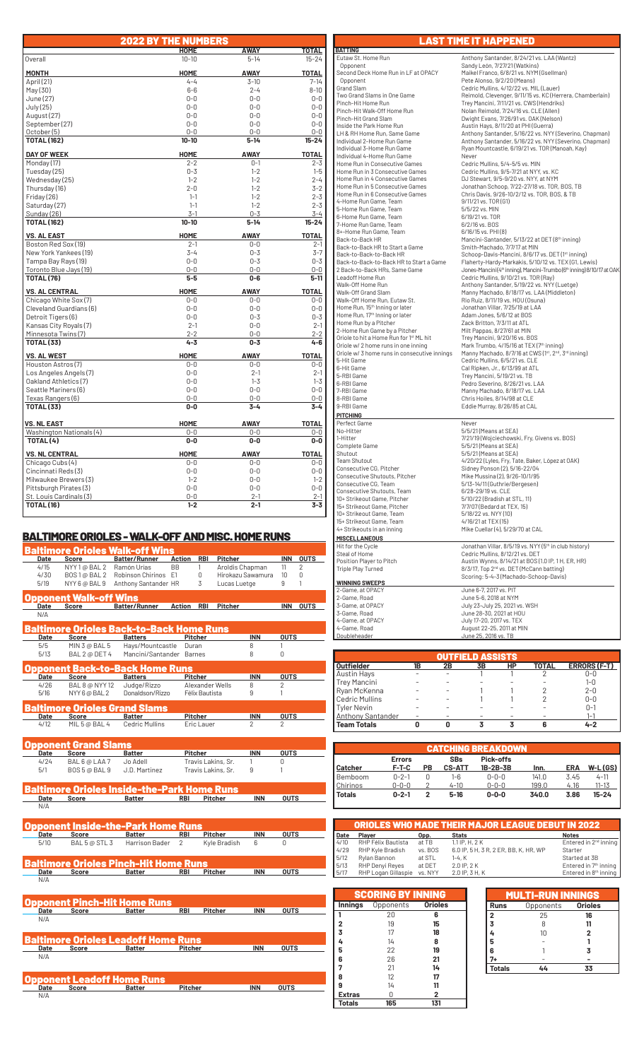## 2022 BY THE NUMBERS

| | HOME | AWAY | TOTAL |
|---|---|---|---|
| Overall | 10-10 | 5-14 | 15-24 |
| **MONTH** | **HOME** | **AWAY** | **TOTAL** |
| April (21) | 4-4 | 3-10 | 7-14 |
| May (30) | 6-6 | 2-4 | 8-10 |
| June (27) | 0-0 | 0-0 | 0-0 |
| July (25) | 0-0 | 0-0 | 0-0 |
| August (27) | 0-0 | 0-0 | 0-0 |
| September (27) | 0-0 | 0-0 | 0-0 |
| October (5) | 0-0 | 0-0 | 0-0 |
| **TOTAL (162)** | **10-10** | **5-14** | **15-24** |
| **DAY OF WEEK** | **HOME** | **AWAY** | **TOTAL** |
| Monday (17) | 2-2 | 0-1 | 2-3 |
| Tuesday (25) | 0-3 | 1-2 | 1-5 |
| Wednesday (25) | 1-2 | 1-2 | 2-4 |
| Thursday (16) | 2-0 | 1-2 | 3-2 |
| Friday (26) | 1-1 | 1-2 | 2-3 |
| Saturday (27) | 1-1 | 1-2 | 2-3 |
| Sunday (26) | 3-1 | 0-3 | 3-4 |
| **TOTAL (162)** | **10-10** | **5-14** | **15-24** |
| **VS. AL EAST** | **HOME** | **AWAY** | **TOTAL** |
| Boston Red Sox (19) | 2-1 | 0-0 | 2-1 |
| New York Yankees (19) | 3-4 | 0-3 | 3-7 |
| Tampa Bay Rays (19) | 0-0 | 0-3 | 0-3 |
| Toronto Blue Jays (19) | 0-0 | 0-0 | 0-0 |
| **TOTAL (76)** | **5-5** | **0-6** | **5-11** |
| **VS. AL CENTRAL** | **HOME** | **AWAY** | **TOTAL** |
| Chicago White Sox (7) | 0-0 | 0-0 | 0-0 |
| Cleveland Guardians (6) | 0-0 | 0-0 | 0-0 |
| Detroit Tigers (6) | 0-0 | 0-3 | 0-3 |
| Kansas City Royals (7) | 2-1 | 0-0 | 2-1 |
| Minnesota Twins (7) | 2-2 | 0-0 | 2-2 |
| **TOTAL (33)** | **4-3** | **0-3** | **4-6** |
| **VS. AL WEST** | **HOME** | **AWAY** | **TOTAL** |
| Houston Astros (7) | 0-0 | 0-0 | 0-0 |
| Los Angeles Angels (7) | 0-0 | 2-1 | 2-1 |
| Oakland Athletics (7) | 0-0 | 1-3 | 1-3 |
| Seattle Mariners (6) | 0-0 | 0-0 | 0-0 |
| Texas Rangers (6) | 0-0 | 0-0 | 0-0 |
| **TOTAL (33)** | **0-0** | **3-4** | **3-4** |
| **VS. NL EAST** | **HOME** | **AWAY** | **TOTAL** |
| Washington Nationals (4) | 0-0 | 0-0 | 0-0 |
| **TOTAL (4)** | **0-0** | **0-0** | **0-0** |
| **VS. NL CENTRAL** | **HOME** | **AWAY** | **TOTAL** |
| Chicago Cubs (4) | 0-0 | 0-0 | 0-0 |
| Cincinnati Reds (3) | 0-0 | 0-0 | 0-0 |
| Milwaukee Brewers (3) | 1-2 | 0-0 | 1-2 |
| Pittsburgh Pirates (3) | 0-0 | 0-0 | 0-0 |
| St. Louis Cardinals (3) | 0-0 | 2-1 | 2-1 |
| **TOTAL (16)** | **1-2** | **2-1** | **3-3** |

## BALTIMORE ORIOLES - WALK-OFF AND MISC. HOME RUNS

### Baltimore Orioles Walk-off Wins

| Date | Score | Batter/Runner | Action | RBI | Pitcher | INN | OUTS |
|---|---|---|---|---|---|---|---|
| 4/15 | NYY 1 @ BAL 2 | Ramón Urías | BB | 1 | Aroldis Chapman | 11 | 2 |
| 4/30 | BOS 1 @ BAL 2 | Robinson Chirinos | E1 | 0 | Hirokazu Sawamura | 10 | 0 |
| 5/19 | NYY 6 @ BAL 9 | Anthony Santander | HR | 3 | Lucas Luetge | 9 | 1 |

### Opponent Walk-off Wins

| Date | Score | Batter/Runner | Action | RBI | Pitcher | INN | OUTS |
|---|---|---|---|---|---|---|---|
| N/A | | | | | | | |

### Baltimore Orioles Back-to-Back Home Runs

| Date | Score | Batters | Pitcher | INN | OUTS |
|---|---|---|---|---|---|
| 5/5 | MIN 3 @ BAL 5 | Hays/Mountcastle | Duran | 8 | 1 |
| 5/13 | BAL 2 @ DET 4 | Mancini/Santander | Barnes | 8 | 0 |

### Opponent Back-to-Back Home Runs

| Date | Score | Batters | Pitcher | INN | OUTS |
|---|---|---|---|---|---|
| 4/26 | BAL 8 @ NYY 12 | Judge/Rizzo | Alexander Wells | 8 | 2 |
| 5/16 | NYY 6 @ BAL 2 | Donaldson/Rizzo | Félix Bautista | 9 | 1 |

### Baltimore Orioles Grand Slams

| Date | Score | Batter | Pitcher | INN | OUTS |
|---|---|---|---|---|---|
| 4/12 | MIL 5 @ BAL 4 | Cedric Mullins | Eric Lauer | 2 | 2 |

### Opponent Grand Slams

| Date | Score | Batter | Pitcher | INN | OUTS |
|---|---|---|---|---|---|
| 4/24 | BAL 6 @ LAA 7 | Jo Adell | Travis Lakins, Sr. | 1 | 0 |
| 5/1 | BOS 5 @ BAL 9 | J.D. Martinez | Travis Lakins, Sr. | 9 | 1 |

### Baltimore Orioles Inside-the-Park Home Runs

| Date | Score | Batter | RBI | Pitcher | INN | OUTS |
|---|---|---|---|---|---|---|
| N/A | | | | | | |

### Opponent Inside-the-Park Home Runs

| Date | Score | Batter | RBI | Pitcher | INN | OUTS |
|---|---|---|---|---|---|---|
| 5/10 | BAL 5 @ STL 3 | Harrison Bader | 2 | Kyle Bradish | 6 | 0 |

### Baltimore Orioles Pinch-Hit Home Runs

| Date | Score | Batter | RBI | Pitcher | INN | OUTS |
|---|---|---|---|---|---|---|
| N/A | | | | | | |

### Opponent Pinch-Hit Home Runs

| Date | Score | Batter | RBI | Pitcher | INN | OUTS |
|---|---|---|---|---|---|---|
| N/A | | | | | | |

### Baltimore Orioles Leadoff Home Runs

| Date | Score | Batter | Pitcher | INN | OUTS |
|---|---|---|---|---|---|
| N/A | | | | | |

### Opponent Leadoff Home Runs

| Date | Score | Batter | Pitcher | INN | OUTS |
|---|---|---|---|---|---|
| N/A | | | | | |

## LAST TIME IT HAPPENED

| BATTING | |
|---|---|
| Eutaw St. Home Run | Anthony Santander, 8/24/21 vs. LAA (Wantz) |
| Opponent | Sandy León, 7/27/21 (Watkins) |
| Second Deck Home Run in LF at OPACY | Maikel Franco, 6/8/21 vs. NYM (Gsellman) |
| Opponent | Pete Alonso, 9/2/20 (Means) |
| Grand Slam | Cedric Mullins, 4/12/22 vs. MIL (Lauer) |
| Two Grand Slams in One Game | Reimold, Clevenger, 9/11/15 vs. KC (Herrera, Chamberlain) |
| Pinch-Hit Home Run | Trey Mancini, 7/11/21 vs. CWS (Hendriks) |
| Pinch-Hit Walk-Off Home Run | Nolan Reimold, 7/24/16 vs. CLE (Allen) |
| Pinch-Hit Grand Slam | Dwight Evans, 7/26/91 vs. OAK (Nelson) |
| Inside the Park Home Run | Austin Hays, 8/11/20 at PHI (Guerra) |
| LH & RH Home Run, Same Game | Anthony Santander, 5/16/22 vs. NYY (Severino, Chapman) |
| Individual 2-Home Run Game | Anthony Santander, 5/16/22 vs. NYY (Severino, Chapman) |
| Individual 3-Home Run Game | Ryan Mountcastle, 6/19/21 vs. TOR (Manoah, Kay) |
| Individual 4-Home Run Game | Never |
| Home Run in Consecutive Games | Cedric Mullins, 5/4-5/5 vs. MIN |
| Home Run in 3 Consecutive Games | Cedric Mullins, 9/5-7/21 at NYY, vs. KC |
| Home Run in 4 Consecutive Games | DJ Stewart, 9/5-9/20 vs. NYY, at NYM |
| Home Run in 5 Consecutive Games | Jonathan Schoop, 7/22-27/18 vs. TOR, BOS, TB |
| Home Run in 6 Consecutive Games | Chris Davis, 9/26-10/2/12 vs. TOR, BOS, & TB |
| 4-Home Run Game, Team | 9/11/21 vs. TOR (G1) |
| 5-Home Run Game, Team | 5/5/22 vs. MIN |
| 6-Home Run Game, Team | 6/19/21 vs. TOR |
| 7-Home Run Game, Team | 6/2/16 vs. BOS |
| 8+-Home Run Game, Team | 6/16/15 vs. PHI (8) |
| Back-to-Back HR | Mancini-Santander, 5/13/22 at DET (8th inning) |
| Back-to-Back HR to Start a Game | Smith-Machado, 7/7/17 at MIN |
| Back-to-Back-to-Back HR | Schoop-Davis-Mancini, 8/6/17 vs. DET (1st inning) |
| Back-to-Back-to-Back HR to Start a Game | Flaherty-Hardy-Markakis, 5/10/12 vs. TEX (G1, Lewis) |
| 2 Back-to-Back HRs, Same Game | Jones-Mancini (4th inning), Mancini-Trumbo (6th inning) 8/10/17 at OAK |
| Leadoff Home Run | Cedric Mullins, 9/10/21 vs. TOR (Ray) |
| Walk-Off Home Run | Anthony Santander, 5/19/22 vs. NYY (Luetge) |
| Walk-Off Grand Slam | Manny Machado, 8/18/17 vs. LAA (Middleton) |
| Walk-Off Home Run, Eutaw St. | Rio Ruiz, 8/11/19 vs. HOU (Osuna) |
| Home Run, 15th Inning or later | Jonathan Villar, 7/25/19 at LAA |
| Home Run, 17th Inning or later | Adam Jones, 5/6/12 at BOS |
| Home Run by a Pitcher | Zack Britton, 7/3/11 at ATL |
| 2-Home Run Game by a Pitcher | Milt Pappas, 8/27/61 at MIN |
| Oriole to hit a Home Run for 1st ML hit | Trey Mancini, 9/20/16 vs. BOS |
| Oriole w/ 2 home runs in one inning | Mark Trumbo, 4/15/16 at TEX (7th inning) |
| Oriole w/ 3 home runs in consecutive innings | Manny Machado, 8/7/16 at CWS (1st, 2nd, 3rd inning) |
| 5-Hit Game | Cedric Mullins, 6/5/21 vs. CLE |
| 6-Hit Game | Cal Ripken, Jr., 6/13/99 at ATL |
| 5-RBI Game | Trey Mancini, 5/19/21 vs. TB |
| 6-RBI Game | Pedro Severino, 8/26/21 vs. LAA |
| 7-RBI Game | Manny Machado, 8/18/17 vs. LAA |
| 8-RBI Game | Chris Hoiles, 8/14/98 at CLE |
| 9-RBI Game | Eddie Murray, 8/26/85 at CAL |
| **PITCHING** | |
| Perfect Game | Never |
| No-Hitter | 5/5/21 (Means at SEA) |
| 1-Hitter | 7/21/19 (Wojciechowski, Fry, Givens vs. BOS) |
| Complete Game | 5/5/21 (Means at SEA) |
| Shutout | 5/5/21 (Means at SEA) |
| Team Shutout | 4/20/22 (Lyles, Fry, Tate, Baker, López at OAK) |
| Consecutive CG, Pitcher | Sidney Ponson (2), 5/16-22/04 |
| Consecutive Shutouts, Pitcher | Mike Mussina (2), 9/26-10/1/95 |
| Consecutive CG, Team | 5/13-14/11 (Guthrie/Bergesen) |
| Consecutive Shutouts, Team | 6/28-29/19 vs. CLE |
| 10+ Strikeout Game, Pitcher | 5/10/22 (Bradish at STL, 11) |
| 15+ Strikeout Game, Pitcher | 7/7/07 (Bedard at TEX, 15) |
| 10+ Strikeout Game, Team | 5/18/22 vs. NYY (10) |
| 15+ Strikeout Game, Team | 4/16/21 at TEX (15) |
| 4+ Strikeouts in an inning | Mike Cuellar (4), 5/29/70 at CAL |
| **MISCELLANEOUS** | |
| Hit for the Cycle | Jonathan Villar, 8/5/19 vs. NYY (5th in club history) |
| Steal of Home | Cedric Mullins, 8/12/21 vs. DET |
| Position Player to Pitch | Austin Wynns, 8/14/21 at BOS (1.0 IP, 1 H, ER, HR) |
| Triple Play Turned | 8/3/17, Top 2nd vs. DET (McCann batting) |
| | Scoring: 5-4-3 (Machado-Schoop-Davis) |
| **WINNING SWEEPS** | |
| 2-Game, at OPACY | June 6-7, 2017 vs. PIT |
| 2-Game, Road | June 5-6, 2018 at NYM |
| 3-Game, at OPACY | July 23-July 25, 2021 vs. WSH |
| 3-Game, Road | June 28-30, 2021 at HOU |
| 4-Game, at OPACY | July 17-20, 2017 vs. TEX |
| 4-Game, Road | August 22-25, 2011 at MIN |
| Doubleheader | June 25, 2016 vs. TB |

## OUTFIELD ASSISTS

| Outfielder | 1B | 2B | 3B | HP | TOTAL | ERRORS (F-T) |
|---|---|---|---|---|---|---|
| Austin Hays | - | - | 1 | 1 | 2 | 0-0 |
| Trey Mancini | - | - | - | - | - | 1-0 |
| Ryan McKenna | - | - | 1 | 1 | 2 | 2-0 |
| Cedric Mullins | - | - | 1 | 1 | 2 | 0-0 |
| Tyler Nevin | - | - | - | - | - | 0-1 |
| Anthony Santander | - | - | - | - | - | 1-1 |
| **Team Totals** | **0** | **0** | **3** | **3** | **6** | **4-2** |

## CATCHING BREAKDOWN

| Catcher | Errors F-T-C | PB | SBs CS-ATT | Pick-offs 1B-2B-3B | Inn. | ERA | W-L (GS) |
|---|---|---|---|---|---|---|---|
| Bemboom | 0-2-1 | 0 | 1-6 | 0-0-0 | 141.0 | 3.45 | 4-11 |
| Chirinos | 0-0-0 | 2 | 4-10 | 0-0-0 | 199.0 | 4.16 | 11-13 |
| **Totals** | **0-2-1** | **2** | **5-16** | **0-0-0** | **340.0** | **3.86** | **15-24** |

## ORIOLES WHO MADE THEIR MAJOR LEAGUE DEBUT IN 2022

| Date | Player | Opp. | Stats | Notes |
|---|---|---|---|---|
| 4/10 | RHP Felix Bautista | at TB | 1.1 IP, H, 2 K | Entered in 2nd inning |
| 4/29 | RHP Kyle Bradish | vs. BOS | 6.0 IP, 5 H, 3 R, 2 ER, BB, K, HR, WP | Starter |
| 5/12 | Rylan Bannon | at STL | 1-4, K | Started at 3B |
| 5/13 | RHP Denyi Reyes | at DET | 2.0 IP, 2 K | Entered in 7th inning |
| 5/17 | RHP Logan Gillaspie | vs. NYY | 2.0 IP, 3 H, K | Entered in 8th inning |

## SCORING BY INNING

| Innings | Opponents | Orioles |
|---|---|---|
| 1 | 20 | 6 |
| 2 | 19 | 15 |
| 3 | 17 | 18 |
| 4 | 14 | 8 |
| 5 | 22 | 19 |
| 6 | 26 | 21 |
| 7 | 21 | 14 |
| 8 | 12 | 17 |
| 9 | 14 | 11 |
| Extras | 0 | 2 |
| **Totals** | **165** | **131** |

## MULTI-RUN INNINGS

| Runs | Opponents | Orioles |
|---|---|---|
| 2 | 25 | 16 |
| 3 | 8 | 11 |
| 4 | 10 | 2 |
| 5 | - | 1 |
| 6 | 1 | 3 |
| 7+ | - | - |
| **Totals** | **44** | **33** |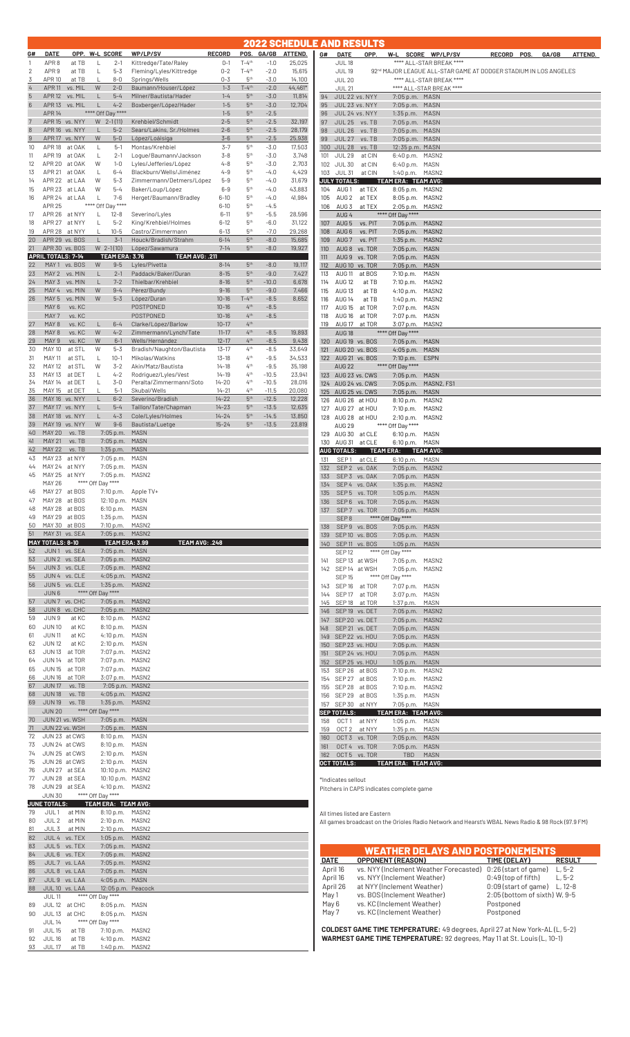# 2022 SCHEDULE AND RESULTS

| G# | DATE | OPP. | W-L | SCORE | WP/LP/SV | RECORD | POS. | GA/GB | ATTEND. |
|---|---|---|---|---|---|---|---|---|---|
| 1 | APR 8 | at TB | L | 2-1 | Kittredge/Tate/Raley | 0-1 | T-4th | -1.0 | 25,025 |
| 2 | APR 9 | at TB | L | 5-3 | Fleming/Lyles/Kittredge | 0-2 | T-4th | -2.0 | 15,615 |
| 3 | APR 10 | at TB | L | 8-0 | Springs/Wells | 0-3 | 5th | -3.0 | 14,100 |
| 4 | APR 11 | vs. MIL | W | 2-0 | Baumann/Houser/López | 1-3 | T-4th | -2.0 | 44,461* |
| 5 | APR 12 | vs. MIL | L | 5-4 | Milner/Bautista/Hader | 1-4 | 5th | -3.0 | 11,814 |
| 6 | APR 13 | vs. MIL | L | 4-2 | Boxberger/López/Hader | 1-5 | 5th | -3.0 | 12,704 |
| | APR 14 | | | **** Off Day **** | | 1-5 | 5th | -2.5 | |
| 7 | APR 15 | vs. NYY | W | 2-1 (11) | Krehbiel/Schmidt | 2-5 | 5th | -2.5 | 32,197 |
| 8 | APR 16 | vs. NYY | L | 5-2 | Sears/Lakins, Sr./Holmes | 2-6 | 5th | -2.5 | 28,179 |
| 9 | APR 17 | vs. NYY | W | 5-0 | López/Loáisiga | 3-6 | 5th | -2.5 | 25,938 |
| 10 | APR 18 | at OAK | L | 5-1 | Montas/Krehbiel | 3-7 | 5th | -3.0 | 17,503 |
| 11 | APR 19 | at OAK | L | 2-1 | Logue/Baumann/Jackson | 3-8 | 5th | -3.0 | 3,748 |
| 12 | APR 20 | at OAK | W | 1-0 | Lyles/Jefferies/López | 4-8 | 5th | -3.0 | 2,703 |
| 13 | APR 21 | at OAK | L | 6-4 | Blackburn/Wells/Jiménez | 4-9 | 5th | -4.0 | 4,429 |
| 14 | APR 22 | at LAA | W | 5-3 | Zimmermann/Detmers/López | 5-9 | 5th | -4.0 | 31,679 |
| 15 | APR 23 | at LAA | W | 5-4 | Baker/Loup/López | 6-9 | 5th | -4.0 | 43,883 |
| 16 | APR 24 | at LAA | L | 7-6 | Herget/Baumann/Bradley | 6-10 | 5th | -4.0 | 41,984 |
| | APR 25 | | | **** Off Day **** | | 6-10 | 5th | -4.5 | |
| 17 | APR 26 | at NYY | L | 12-8 | Severino/Lyles | 6-11 | 5th | -5.5 | 28,596 |
| 18 | APR 27 | at NYY | L | 5-2 | King/Krehbiel/Holmes | 6-12 | 5th | -6.0 | 31,122 |
| 19 | APR 28 | at NYY | L | 10-5 | Castro/Zimmermann | 6-13 | 5th | -7.0 | 29,268 |
| 20 | APR 29 | vs. BOS | L | 3-1 | Houck/Bradish/Strahm | 6-14 | 5th | -8.0 | 15,685 |
| 21 | APR 30 | vs. BOS | W | 2-1 (10) | López/Sawamura | 7-14 | 5th | -8.0 | 19,927 |
| **APRIL TOTALS: 7-14** | | | **TEAM ERA: 3.76** | | **TEAM AVG: .211** | | | | |
| 22 | MAY 1 | vs. BOS | W | 9-5 | Lyles/Pivetta | 8-14 | 5th | -8.0 | 19,117 |
| 23 | MAY 2 | vs. MIN | L | 2-1 | Paddack/Baker/Duran | 8-15 | 5th | -9.0 | 7,427 |
| 24 | MAY 3 | vs. MIN | L | 7-2 | Thielbar/Krehbiel | 8-16 | 5th | -10.0 | 6,678 |
| 25 | MAY 4 | vs. MIN | W | 9-4 | Pérez/Bundy | 9-16 | 5th | -9.0 | 7,466 |
| 26 | MAY 5 | vs. MIN | W | 5-3 | López/Duran | 10-16 | T-4th | -8.5 | 8,652 |
| | MAY 6 | vs. KC | | | POSTPONED | 10-16 | 4th | -8.5 | |
| | MAY 7 | vs. KC | | | POSTPONED | 10-16 | 4th | -8.5 | |
| 27 | MAY 8 | vs. KC | L | 6-4 | Clarke/López/Barlow | 10-17 | 4th | | |
| 28 | MAY 8 | vs. KC | W | 4-2 | Zimmermann/Lynch/Tate | 11-17 | 4th | -8.5 | 19,883 |
| 29 | MAY 9 | vs. KC | W | 6-1 | Wells/Hernández | 12-17 | 4th | -8.5 | 9,438 |
| 30 | MAY 10 | at STL | W | 5-3 | Bradish/Naughton/Bautista | 13-17 | 4th | -8.5 | 33,649 |
| 31 | MAY 11 | at STL | L | 10-1 | Mikolas/Watkins | 13-18 | 4th | -9.5 | 34,533 |
| 32 | MAY 12 | at STL | W | 3-2 | Akin/Matz/Bautista | 14-18 | 4th | -9.5 | 35,198 |
| 33 | MAY 13 | at DET | L | 4-2 | Rodriguez/Lyles/Vest | 14-19 | 4th | -10.5 | 23,941 |
| 34 | MAY 14 | at DET | L | 3-0 | Peralta/Zimmermann/Soto | 14-20 | 4th | -10.5 | 28,016 |
| 35 | MAY 15 | at DET | L | 5-1 | Skubal/Wells | 14-21 | 4th | -11.5 | 20,080 |
| 36 | MAY 16 | vs. NYY | L | 6-2 | Severino/Bradish | 14-22 | 5th | -12.5 | 12,228 |
| 37 | MAY 17 | vs. NYY | L | 5-4 | Taillon/Tate/Chapman | 14-23 | 5th | -13.5 | 12,635 |
| 38 | MAY 18 | vs. NYY | L | 4-3 | Cole/Lyles/Holmes | 14-24 | 5th | -14.5 | 13,850 |
| 39 | MAY 19 | vs. NYY | W | 9-6 | Bautista/Luetge | 15-24 | 5th | -13.5 | 23,819 |
| 40 | MAY 20 | vs. TB | | 7:05 p.m. | MASN | | | | |
| 41 | MAY 21 | vs. TB | | 7:05 p.m. | MASN | | | | |
| 42 | MAY 22 | vs. TB | | 1:35 p.m. | MASN | | | | |
| 43 | MAY 23 | at NYY | | 7:05 p.m. | MASN | | | | |
| 44 | MAY 24 | at NYY | | 7:05 p.m. | MASN | | | | |
| 45 | MAY 25 | at NYY | | 7:05 p.m. | MASN2 | | | | |
| | MAY 26 | | | **** Off Day **** | | | | | |
| 46 | MAY 27 | at BOS | | 7:10 p.m. | Apple TV+ | | | | |
| 47 | MAY 28 | at BOS | | 12:10 p.m. | MASN | | | | |
| 48 | MAY 28 | at BOS | | 6:10 p.m. | MASN | | | | |
| 49 | MAY 29 | at BOS | | 1:35 p.m. | MASN | | | | |
| 50 | MAY 30 | at BOS | | 7:10 p.m. | MASN2 | | | | |
| 51 | MAY 31 | vs. SEA | | 7:05 p.m. | MASN2 | | | | |
| **MAY TOTALS: 8-10** | | | **TEAM ERA: 3.99** | | **TEAM AVG: .248** | | | | |
| 52 | JUN 1 | vs. SEA | | 7:05 p.m. | MASN | | | | |
| 53 | JUN 2 | vs. SEA | | 7:05 p.m. | MASN2 | | | | |
| 54 | JUN 3 | vs. CLE | | 7:05 p.m. | MASN2 | | | | |
| 55 | JUN 4 | vs. CLE | | 4:05 p.m. | MASN2 | | | | |
| 56 | JUN 5 | vs. CLE | | 1:35 p.m. | MASN2 | | | | |
| | JUN 6 | | | **** Off Day **** | | | | | |
| 57 | JUN 7 | vs. CHC | | 7:05 p.m. | MASN2 | | | | |
| 58 | JUN 8 | vs. CHC | | 7:05 p.m. | MASN2 | | | | |
| 59 | JUN 9 | at KC | | 8:10 p.m. | MASN2 | | | | |
| 60 | JUN 10 | at KC | | 8:10 p.m. | MASN | | | | |
| 61 | JUN 11 | at KC | | 4:10 p.m. | MASN | | | | |
| 62 | JUN 12 | at KC | | 2:10 p.m. | MASN | | | | |
| 63 | JUN 13 | at TOR | | 7:07 p.m. | MASN2 | | | | |
| 64 | JUN 14 | at TOR | | 7:07 p.m. | MASN2 | | | | |
| 65 | JUN 15 | at TOR | | 7:07 p.m. | MASN2 | | | | |
| 66 | JUN 16 | at TOR | | 3:07 p.m. | MASN2 | | | | |
| 67 | JUN 17 | vs. TB | | 7:05 p.m. | MASN2 | | | | |
| 68 | JUN 18 | vs. TB | | 4:05 p.m. | MASN2 | | | | |
| 69 | JUN 19 | vs. TB | | 1:35 p.m. | MASN2 | | | | |
| | JUN 20 | | | **** Off Day **** | | | | | |
| 70 | JUN 21 | vs. WSH | | 7:05 p.m. | MASN | | | | |
| 71 | JUN 22 | vs. WSH | | 7:05 p.m. | MASN | | | | |
| 72 | JUN 23 | at CWS | | 8:10 p.m. | MASN | | | | |
| 73 | JUN 24 | at CWS | | 8:10 p.m. | MASN | | | | |
| 74 | JUN 25 | at CWS | | 2:10 p.m. | MASN | | | | |
| 75 | JUN 26 | at CWS | | 2:10 p.m. | MASN | | | | |
| 76 | JUN 27 | at SEA | | 10:10 p.m. | MASN2 | | | | |
| 77 | JUN 28 | at SEA | | 10:10 p.m. | MASN2 | | | | |
| 78 | JUN 29 | at SEA | | 4:10 p.m. | MASN2 | | | | |
| | JUN 30 | | | **** Off Day **** | | | | | |
| **JUNE TOTALS:** | | | **TEAM ERA:** | | **TEAM AVG:** | | | | |
| 79 | JUL 1 | at MIN | | 8:10 p.m. | MASN2 | | | | |
| 80 | JUL 2 | at MIN | | 2:10 p.m. | MASN2 | | | | |
| 81 | JUL 3 | at MIN | | 2:10 p.m. | MASN2 | | | | |
| 82 | JUL 4 | vs. TEX | | 1:05 p.m. | MASN2 | | | | |
| 83 | JUL 5 | vs. TEX | | 7:05 p.m. | MASN2 | | | | |
| 84 | JUL 6 | vs. TEX | | 7:05 p.m. | MASN2 | | | | |
| 85 | JUL 7 | vs. LAA | | 7:05 p.m. | MASN2 | | | | |
| 86 | JUL 8 | vs. LAA | | 7:05 p.m. | MASN | | | | |
| 87 | JUL 9 | vs. LAA | | 4:05 p.m. | MASN | | | | |
| 88 | JUL 10 | vs. LAA | | 12:05 p.m. | Peacock | | | | |
| | JUL 11 | | | **** Off Day **** | | | | | |
| 89 | JUL 12 | at CHC | | 8:05 p.m. | MASN | | | | |
| 90 | JUL 13 | at CHC | | 8:05 p.m. | MASN | | | | |
| | JUL 14 | | | **** Off Day **** | | | | | |
| 91 | JUL 15 | at TB | | 7:10 p.m. | MASN2 | | | | |
| 92 | JUL 16 | at TB | | 4:10 p.m. | MASN2 | | | | |
| 93 | JUL 17 | at TB | | 1:40 p.m. | MASN2 | | | | |
| | JUL 18 | | | **** ALL-STAR BREAK **** | | | | | |
| | JUL 19 | | | 92nd MAJOR LEAGUE ALL-STAR GAME AT DODGER STADIUM IN LOS ANGELES | | | | | |
| | JUL 20 | | | **** ALL-STAR BREAK **** | | | | | |
| | JUL 21 | | | **** ALL-STAR BREAK **** | | | | | |
| 94 | JUL 22 | vs. NYY | | 7:05 p.m. | MASN | | | | |
| 95 | JUL 23 | vs. NYY | | 7:05 p.m. | MASN | | | | |
| 96 | JUL 24 | vs. NYY | | 1:35 p.m. | MASN | | | | |
| 97 | JUL 25 | vs. TB | | 7:05 p.m. | MASN | | | | |
| 98 | JUL 26 | vs. TB | | 7:05 p.m. | MASN | | | | |
| 99 | JUL 27 | vs. TB | | 7:05 p.m. | MASN | | | | |
| 100 | JUL 28 | vs. TB | | 12:35 p.m. | MASN | | | | |
| 101 | JUL 29 | at CIN | | 6:40 p.m. | MASN2 | | | | |
| 102 | JUL 30 | at CIN | | 6:40 p.m. | MASN | | | | |
| 103 | JUL 31 | at CIN | | 1:40 p.m. | MASN2 | | | | |
| **JULY TOTALS:** | | | **TEAM ERA:** | | **TEAM AVG:** | | | | |
| 104 | AUG 1 | at TEX | | 8:05 p.m. | MASN2 | | | | |
| 105 | AUG 2 | at TEX | | 8:05 p.m. | MASN2 | | | | |
| 106 | AUG 3 | at TEX | | 2:05 p.m. | MASN2 | | | | |
| | AUG 4 | | | **** Off Day **** | | | | | |
| 107 | AUG 5 | vs. PIT | | 7:05 p.m. | MASN2 | | | | |
| 108 | AUG 6 | vs. PIT | | 7:05 p.m. | MASN2 | | | | |
| 109 | AUG 7 | vs. PIT | | 1:35 p.m. | MASN2 | | | | |
| 110 | AUG 8 | vs. TOR | | 7:05 p.m. | MASN | | | | |
| 111 | AUG 9 | vs. TOR | | 7:05 p.m. | MASN | | | | |
| 112 | AUG 10 | vs. TOR | | 7:05 p.m. | MASN | | | | |
| 113 | AUG 11 | at BOS | | 7:10 p.m. | MASN | | | | |
| 114 | AUG 12 | at TB | | 7:10 p.m. | MASN2 | | | | |
| 115 | AUG 13 | at TB | | 4:10 p.m. | MASN2 | | | | |
| 116 | AUG 14 | at TB | | 1:40 p.m. | MASN2 | | | | |
| 117 | AUG 15 | at TOR | | 7:07 p.m. | MASN | | | | |
| 118 | AUG 16 | at TOR | | 7:07 p.m. | MASN | | | | |
| 119 | AUG 17 | at TOR | | 3:07 p.m. | MASN2 | | | | |
| | AUG 18 | | | **** Off Day **** | | | | | |
| 120 | AUG 19 | vs. BOS | | 7:05 p.m. | MASN | | | | |
| 121 | AUG 20 | vs. BOS | | 4:05 p.m. | MASN | | | | |
| 122 | AUG 21 | vs. BOS | | 7:10 p.m. | ESPN | | | | |
| | AUG 22 | | | **** Off Day **** | | | | | |
| 123 | AUG 23 | vs. CWS | | 7:05 p.m. | MASN | | | | |
| 124 | AUG 24 | vs. CWS | | 7:05 p.m. | MASN2, FS1 | | | | |
| 125 | AUG 25 | vs. CWS | | 7:05 p.m. | MASN | | | | |
| 126 | AUG 26 | at HOU | | 8:10 p.m. | MASN2 | | | | |
| 127 | AUG 27 | at HOU | | 7:10 p.m. | MASN2 | | | | |
| 128 | AUG 28 | at HOU | | 2:10 p.m. | MASN2 | | | | |
| | AUG 29 | | | **** Off Day **** | | | | | |
| 129 | AUG 30 | at CLE | | 6:10 p.m. | MASN | | | | |
| 130 | AUG 31 | at CLE | | 6:10 p.m. | MASN | | | | |
| **AUG TOTALS:** | | | **TEAM ERA:** | | **TEAM AVG:** | | | | |
| 131 | SEP 1 | at CLE | | 6:10 p.m. | MASN | | | | |
| 132 | SEP 2 | vs. OAK | | 7:05 p.m. | MASN2 | | | | |
| 133 | SEP 3 | vs. OAK | | 7:05 p.m. | MASN | | | | |
| 134 | SEP 4 | vs. OAK | | 1:35 p.m. | MASN2 | | | | |
| 135 | SEP 5 | vs. TOR | | 1:05 p.m. | MASN | | | | |
| 136 | SEP 6 | vs. TOR | | 7:05 p.m. | MASN | | | | |
| 137 | SEP 7 | vs. TOR | | 7:05 p.m. | MASN | | | | |
| | SEP 8 | | | **** Off Day **** | | | | | |
| 138 | SEP 9 | vs. BOS | | 7:05 p.m. | MASN | | | | |
| 139 | SEP 10 | vs. BOS | | 7:05 p.m. | MASN | | | | |
| 140 | SEP 11 | vs. BOS | | 1:05 p.m. | MASN | | | | |
| | SEP 12 | | | **** Off Day **** | | | | | |
| 141 | SEP 13 | at WSH | | 7:05 p.m. | MASN2 | | | | |
| 142 | SEP 14 | at WSH | | 7:05 p.m. | MASN2 | | | | |
| | SEP 15 | | | **** Off Day **** | | | | | |
| 143 | SEP 16 | at TOR | | 7:07 p.m. | MASN | | | | |
| 144 | SEP 17 | at TOR | | 3:07 p.m. | MASN | | | | |
| 145 | SEP 18 | at TOR | | 1:37 p.m. | MASN | | | | |
| 146 | SEP 19 | vs. DET | | 7:05 p.m. | MASN2 | | | | |
| 147 | SEP 20 | vs. DET | | 7:05 p.m. | MASN2 | | | | |
| 148 | SEP 21 | vs. DET | | 7:05 p.m. | MASN | | | | |
| 149 | SEP 22 | vs. HOU | | 7:05 p.m. | MASN | | | | |
| 150 | SEP 23 | vs. HOU | | 7:05 p.m. | MASN | | | | |
| 151 | SEP 24 | vs. HOU | | 7:05 p.m. | MASN | | | | |
| 152 | SEP 25 | vs. HOU | | 1:05 p.m. | MASN | | | | |
| 153 | SEP 26 | at BOS | | 7:10 p.m. | MASN2 | | | | |
| 154 | SEP 27 | at BOS | | 7:10 p.m. | MASN2 | | | | |
| 155 | SEP 28 | at BOS | | 7:10 p.m. | MASN2 | | | | |
| 156 | SEP 29 | at BOS | | 1:35 p.m. | MASN | | | | |
| 157 | SEP 30 | at NYY | | 7:05 p.m. | MASN | | | | |
| **SEP TOTALS:** | | | **TEAM ERA:** | | **TEAM AVG:** | | | | |
| 158 | OCT 1 | at NYY | | 1:05 p.m. | MASN | | | | |
| 159 | OCT 2 | at NYY | | 1:35 p.m. | MASN | | | | |
| 160 | OCT 3 | vs. TOR | | 7:05 p.m. | MASN | | | | |
| 161 | OCT 4 | vs. TOR | | 7:05 p.m. | MASN | | | | |
| 162 | OCT 5 | vs. TOR | | TBD | MASN | | | | |
| **OCT TOTALS:** | | | **TEAM ERA:** | | **TEAM AVG:** | | | | |

*Indicates sellout

Pitchers in CAPS indicates complete game

All times listed are Eastern

All games broadcast on the Orioles Radio Network and Hearst's WBAL News Radio & 98 Rock (97.9 FM)

## WEATHER DELAYS AND POSTPONEMENTS

| DATE | OPPONENT (REASON) | TIME (DELAY) | RESULT |
|---|---|---|---|
| April 16 | vs. NYY (Inclement Weather Forecasted) | 0:26 (start of game) | L, 5-2 |
| April 16 | vs. NYY (Inclement Weather) | 0:49 (top of fifth) | L, 5-2 |
| April 26 | at NYY (Inclement Weather) | 0:09 (start of game) | L, 12-8 |
| May 1 | vs. BOS (Inclement Weather) | 2:05 (bottom of sixth) | W, 9-5 |
| May 6 | vs. KC (Inclement Weather) | Postponed | |
| May 7 | vs. KC (Inclement Weather) | Postponed | |

**COLDEST GAME TIME TEMPERATURE:** 49 degrees, April 27 at New York-AL (L, 5-2)
**WARMEST GAME TIME TEMPERATURE:** 92 degrees, May 11 at St. Louis (L, 10-1)